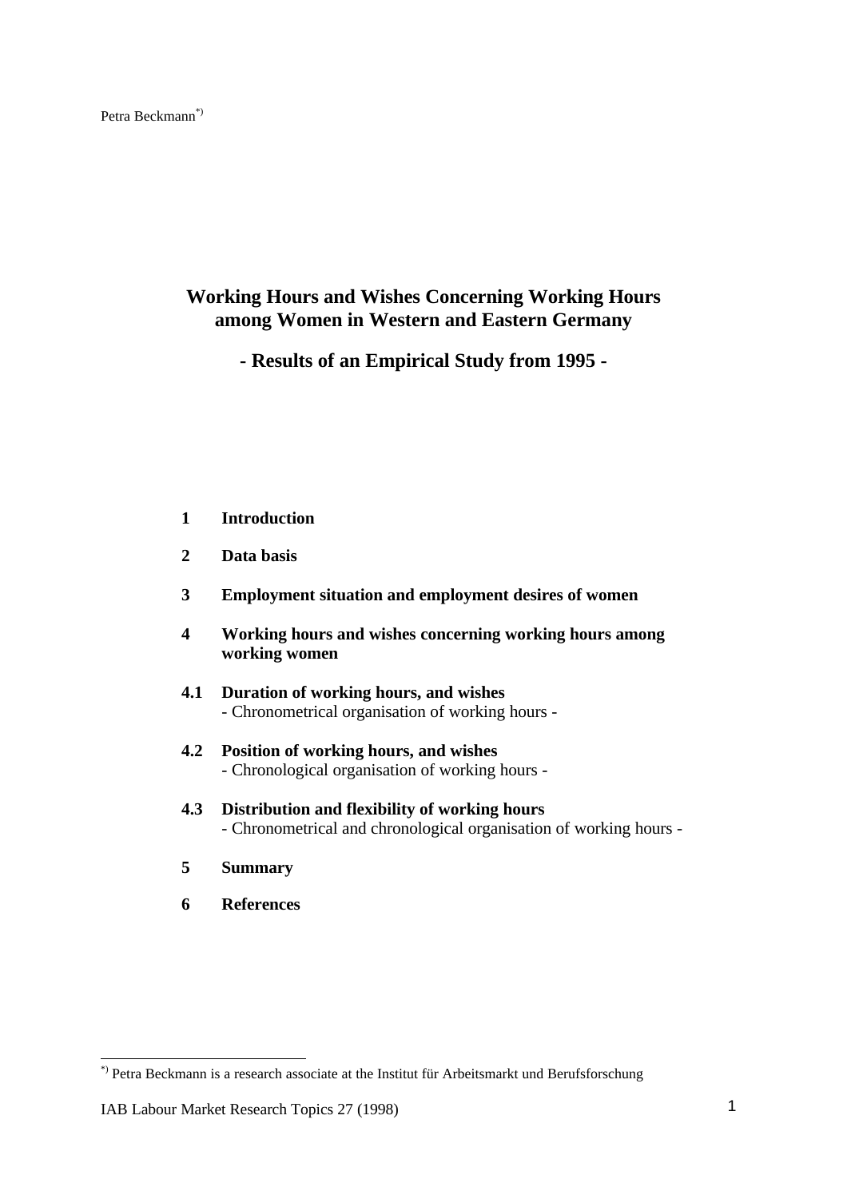Petra Beckmann[*)]

# Working Hours and Wishes Concerning Working Hours among Women in Western and Eastern Germany

## - Results of an Empirical Study from 1995 -

**1 Introduction**

**2 Data basis**

**3 Employment situation and employment desires of women**

**4 Working hours and wishes concerning working hours among working women**

**4.1 Duration of working hours, and wishes**
- Chronometrical organisation of working hours -

**4.2 Position of working hours, and wishes**
- Chronological organisation of working hours -

**4.3 Distribution and flexibility of working hours**
- Chronometrical and chronological organisation of working hours -

**5 Summary**

**6 References**

---

[*)] Petra Beckmann is a research associate at the Institut für Arbeitsmarkt und Berufsforschung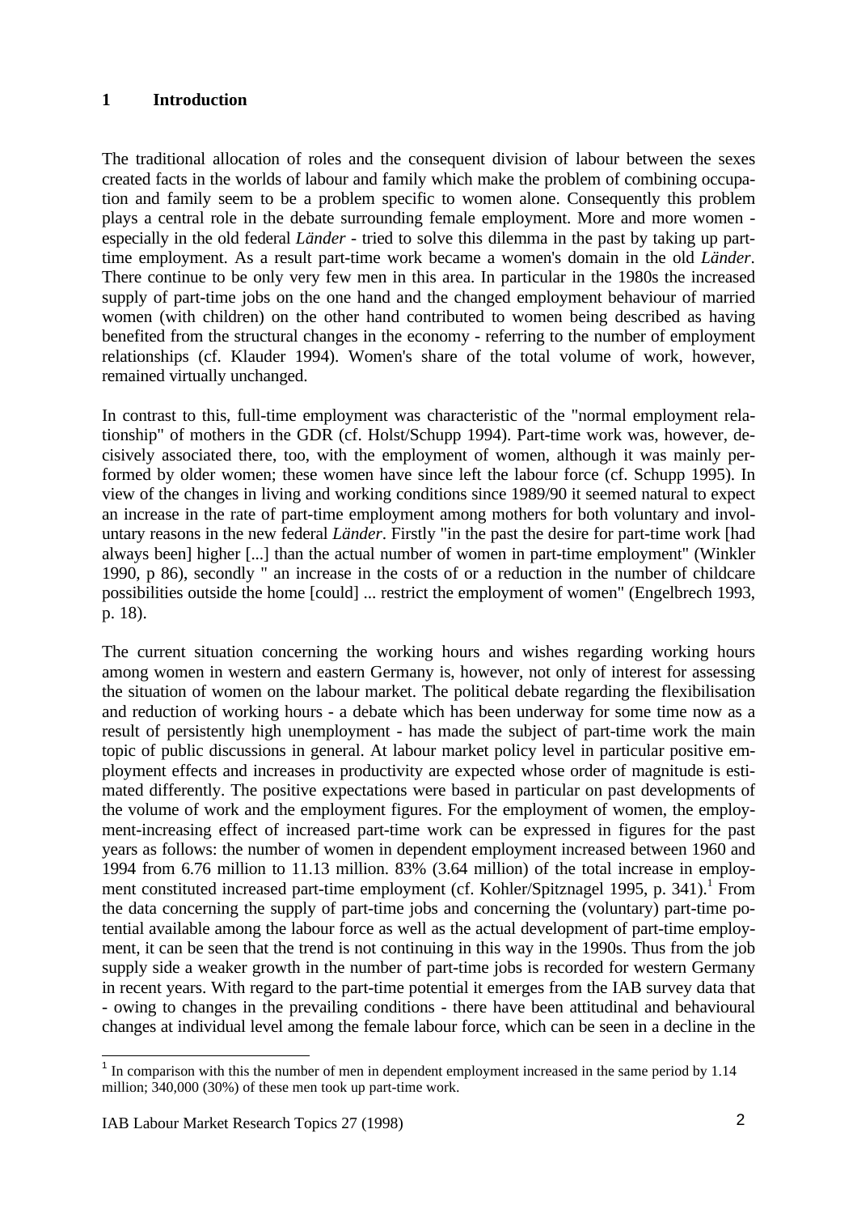# 1 Introduction

The traditional allocation of roles and the consequent division of labour between the sexes created facts in the worlds of labour and family which make the problem of combining occupation and family seem to be a problem specific to women alone. Consequently this problem plays a central role in the debate surrounding female employment. More and more women - especially in the old federal *Länder* - tried to solve this dilemma in the past by taking up part-time employment. As a result part-time work became a women's domain in the old *Länder*. There continue to be only very few men in this area. In particular in the 1980s the increased supply of part-time jobs on the one hand and the changed employment behaviour of married women (with children) on the other hand contributed to women being described as having benefited from the structural changes in the economy - referring to the number of employment relationships (cf. Klauder 1994). Women's share of the total volume of work, however, remained virtually unchanged.

In contrast to this, full-time employment was characteristic of the "normal employment relationship" of mothers in the GDR (cf. Holst/Schupp 1994). Part-time work was, however, decisively associated there, too, with the employment of women, although it was mainly performed by older women; these women have since left the labour force (cf. Schupp 1995). In view of the changes in living and working conditions since 1989/90 it seemed natural to expect an increase in the rate of part-time employment among mothers for both voluntary and involuntary reasons in the new federal *Länder*. Firstly "in the past the desire for part-time work [had always been] higher [...] than the actual number of women in part-time employment" (Winkler 1990, p 86), secondly " an increase in the costs of or a reduction in the number of childcare possibilities outside the home [could] ... restrict the employment of women" (Engelbrech 1993, p. 18).

The current situation concerning the working hours and wishes regarding working hours among women in western and eastern Germany is, however, not only of interest for assessing the situation of women on the labour market. The political debate regarding the flexibilisation and reduction of working hours - a debate which has been underway for some time now as a result of persistently high unemployment - has made the subject of part-time work the main topic of public discussions in general. At labour market policy level in particular positive employment effects and increases in productivity are expected whose order of magnitude is estimated differently. The positive expectations were based in particular on past developments of the volume of work and the employment figures. For the employment of women, the employment-increasing effect of increased part-time work can be expressed in figures for the past years as follows: the number of women in dependent employment increased between 1960 and 1994 from 6.76 million to 11.13 million. 83% (3.64 million) of the total increase in employment constituted increased part-time employment (cf. Kohler/Spitznagel 1995, p. 341).[1] From the data concerning the supply of part-time jobs and concerning the (voluntary) part-time potential available among the labour force as well as the actual development of part-time employment, it can be seen that the trend is not continuing in this way in the 1990s. Thus from the job supply side a weaker growth in the number of part-time jobs is recorded for western Germany in recent years. With regard to the part-time potential it emerges from the IAB survey data that - owing to changes in the prevailing conditions - there have been attitudinal and behavioural changes at individual level among the female labour force, which can be seen in a decline in the

[1] In comparison with this the number of men in dependent employment increased in the same period by 1.14 million; 340,000 (30%) of these men took up part-time work.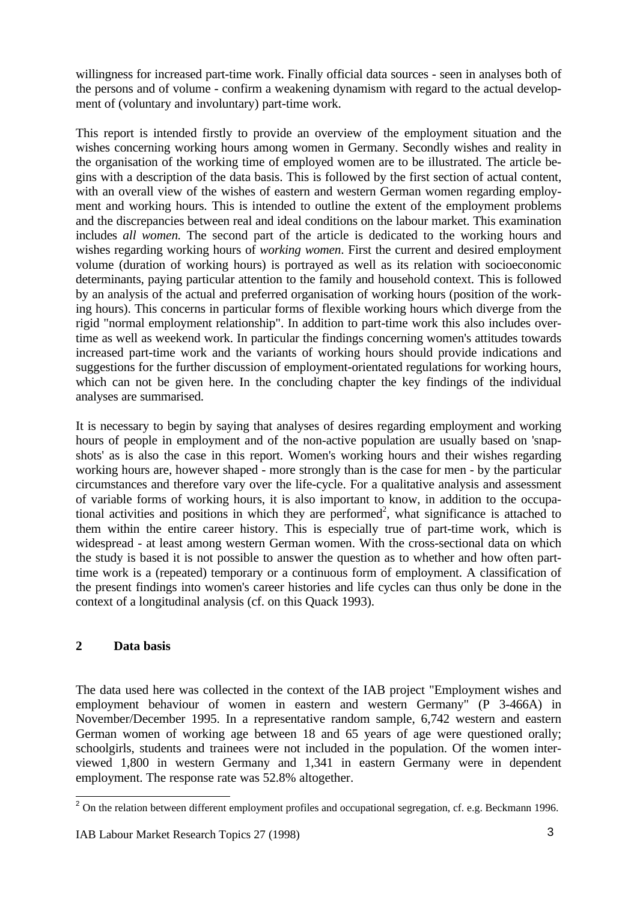willingness for increased part-time work. Finally official data sources - seen in analyses both of the persons and of volume - confirm a weakening dynamism with regard to the actual development of (voluntary and involuntary) part-time work.

This report is intended firstly to provide an overview of the employment situation and the wishes concerning working hours among women in Germany. Secondly wishes and reality in the organisation of the working time of employed women are to be illustrated. The article begins with a description of the data basis. This is followed by the first section of actual content, with an overall view of the wishes of eastern and western German women regarding employment and working hours. This is intended to outline the extent of the employment problems and the discrepancies between real and ideal conditions on the labour market. This examination includes *all women.* The second part of the article is dedicated to the working hours and wishes regarding working hours of *working women*. First the current and desired employment volume (duration of working hours) is portrayed as well as its relation with socioeconomic determinants, paying particular attention to the family and household context. This is followed by an analysis of the actual and preferred organisation of working hours (position of the working hours). This concerns in particular forms of flexible working hours which diverge from the rigid "normal employment relationship". In addition to part-time work this also includes overtime as well as weekend work. In particular the findings concerning women's attitudes towards increased part-time work and the variants of working hours should provide indications and suggestions for the further discussion of employment-orientated regulations for working hours, which can not be given here. In the concluding chapter the key findings of the individual analyses are summarised.

It is necessary to begin by saying that analyses of desires regarding employment and working hours of people in employment and of the non-active population are usually based on 'snapshots' as is also the case in this report. Women's working hours and their wishes regarding working hours are, however shaped - more strongly than is the case for men - by the particular circumstances and therefore vary over the life-cycle. For a qualitative analysis and assessment of variable forms of working hours, it is also important to know, in addition to the occupational activities and positions in which they are performed[2], what significance is attached to them within the entire career history. This is especially true of part-time work, which is widespread - at least among western German women. With the cross-sectional data on which the study is based it is not possible to answer the question as to whether and how often part-time work is a (repeated) temporary or a continuous form of employment. A classification of the present findings into women's career histories and life cycles can thus only be done in the context of a longitudinal analysis (cf. on this Quack 1993).

## 2 Data basis

The data used here was collected in the context of the IAB project "Employment wishes and employment behaviour of women in eastern and western Germany" (P 3-466A) in November/December 1995. In a representative random sample, 6,742 western and eastern German women of working age between 18 and 65 years of age were questioned orally; schoolgirls, students and trainees were not included in the population. Of the women interviewed 1,800 in western Germany and 1,341 in eastern Germany were in dependent employment. The response rate was 52.8% altogether.

[2] On the relation between different employment profiles and occupational segregation, cf. e.g. Beckmann 1996.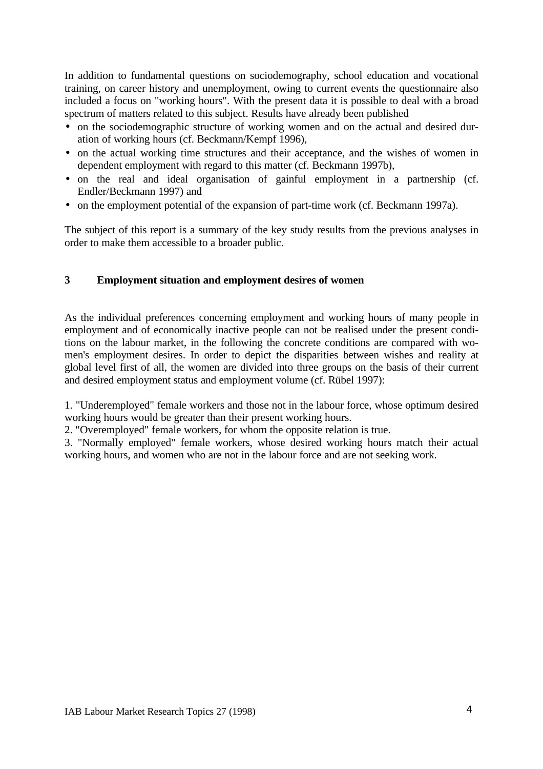In addition to fundamental questions on sociodemography, school education and vocational training, on career history and unemployment, owing to current events the questionnaire also included a focus on "working hours". With the present data it is possible to deal with a broad spectrum of matters related to this subject. Results have already been published

- on the sociodemographic structure of working women and on the actual and desired duration of working hours (cf. Beckmann/Kempf 1996),
- on the actual working time structures and their acceptance, and the wishes of women in dependent employment with regard to this matter (cf. Beckmann 1997b),
- on the real and ideal organisation of gainful employment in a partnership (cf. Endler/Beckmann 1997) and
- on the employment potential of the expansion of part-time work (cf. Beckmann 1997a).

The subject of this report is a summary of the key study results from the previous analyses in order to make them accessible to a broader public.

## 3 Employment situation and employment desires of women

As the individual preferences concerning employment and working hours of many people in employment and of economically inactive people can not be realised under the present conditions on the labour market, in the following the concrete conditions are compared with women's employment desires. In order to depict the disparities between wishes and reality at global level first of all, the women are divided into three groups on the basis of their current and desired employment status and employment volume (cf. Rübel 1997):

1. "Underemployed" female workers and those not in the labour force, whose optimum desired working hours would be greater than their present working hours.
2. "Overemployed" female workers, for whom the opposite relation is true.
3. "Normally employed" female workers, whose desired working hours match their actual working hours, and women who are not in the labour force and are not seeking work.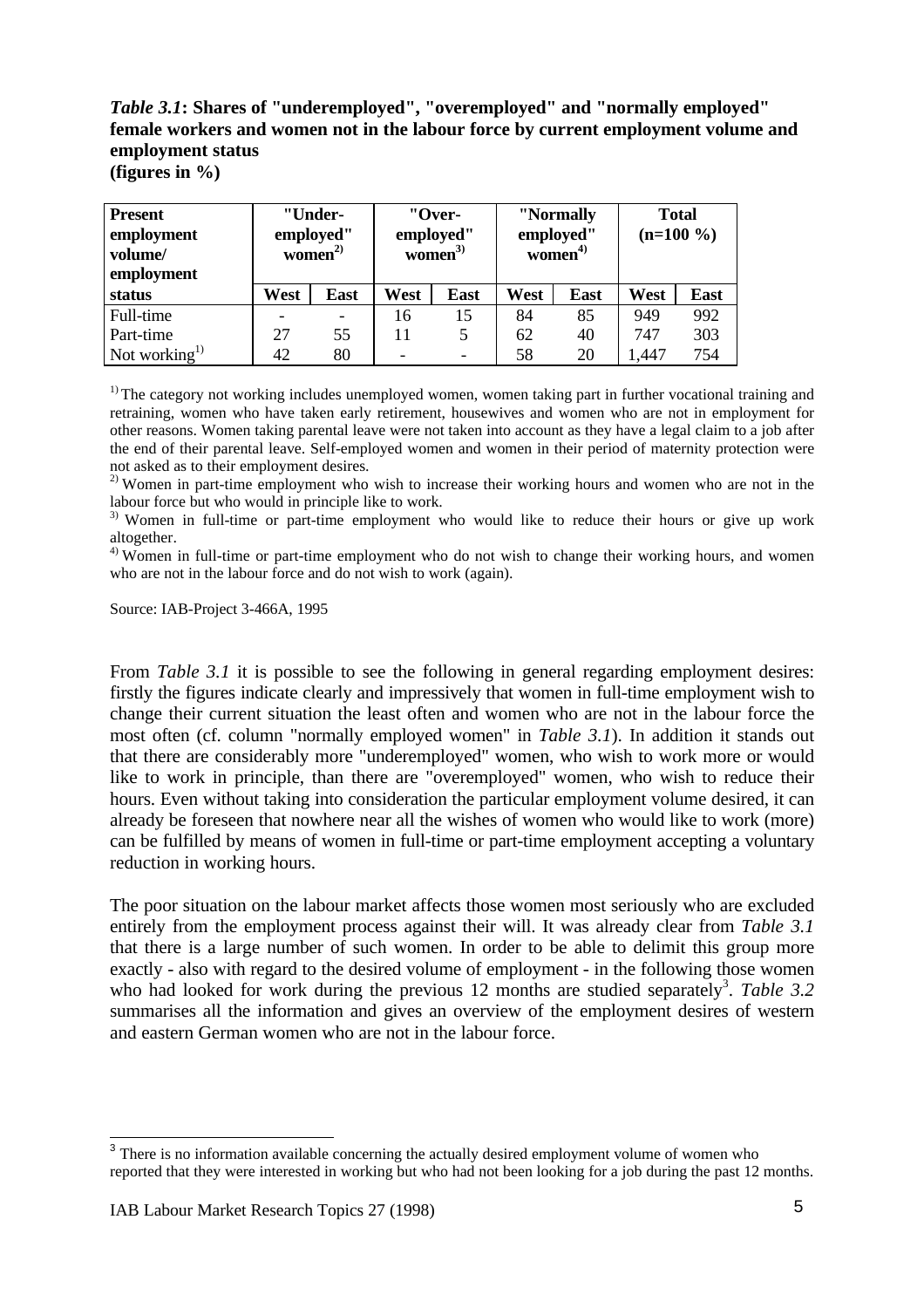***Table 3.1*: Shares of "underemployed", "overemployed" and "normally employed" female workers and women not in the labour force by current employment volume and employment status**
**(figures in %)**

| Present employment volume/ employment status | "Under-employed" women[2)] | | "Over-employed" women[3)] | | "Normally employed" women[4)] | | Total (n=100 %) | |
|---|---|---|---|---|---|---|---|---|
| | West | East | West | East | West | East | West | East |
| Full-time | - | - | 16 | 15 | 84 | 85 | 949 | 992 |
| Part-time | 27 | 55 | 11 | 5 | 62 | 40 | 747 | 303 |
| Not working[1)] | 42 | 80 | - | - | 58 | 20 | 1,447 | 754 |

[1)] The category not working includes unemployed women, women taking part in further vocational training and retraining, women who have taken early retirement, housewives and women who are not in employment for other reasons. Women taking parental leave were not taken into account as they have a legal claim to a job after the end of their parental leave. Self-employed women and women in their period of maternity protection were not asked as to their employment desires.

[2)] Women in part-time employment who wish to increase their working hours and women who are not in the labour force but who would in principle like to work.

[3)] Women in full-time or part-time employment who would like to reduce their hours or give up work altogether.

[4)] Women in full-time or part-time employment who do not wish to change their working hours, and women who are not in the labour force and do not wish to work (again).

Source: IAB-Project 3-466A, 1995

From *Table 3.1* it is possible to see the following in general regarding employment desires: firstly the figures indicate clearly and impressively that women in full-time employment wish to change their current situation the least often and women who are not in the labour force the most often (cf. column "normally employed women" in *Table 3.1*). In addition it stands out that there are considerably more "underemployed" women, who wish to work more or would like to work in principle, than there are "overemployed" women, who wish to reduce their hours. Even without taking into consideration the particular employment volume desired, it can already be foreseen that nowhere near all the wishes of women who would like to work (more) can be fulfilled by means of women in full-time or part-time employment accepting a voluntary reduction in working hours.

The poor situation on the labour market affects those women most seriously who are excluded entirely from the employment process against their will. It was already clear from *Table 3.1* that there is a large number of such women. In order to be able to delimit this group more exactly - also with regard to the desired volume of employment - in the following those women who had looked for work during the previous 12 months are studied separately[3]. *Table 3.2* summarises all the information and gives an overview of the employment desires of western and eastern German women who are not in the labour force.

[3] There is no information available concerning the actually desired employment volume of women who reported that they were interested in working but who had not been looking for a job during the past 12 months.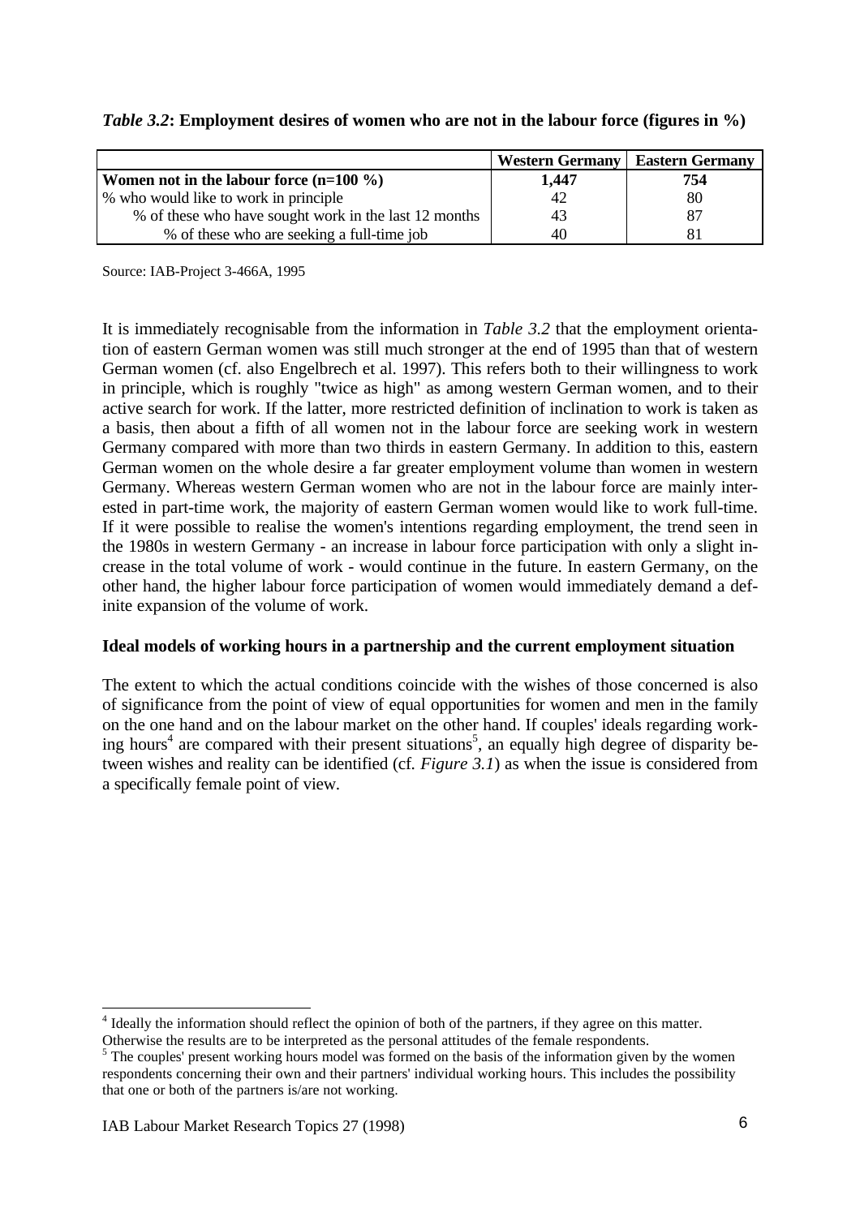*Table 3.2*: **Employment desires of women who are not in the labour force (figures in %)**

| | Western Germany | Eastern Germany |
|---|---|---|
| **Women not in the labour force (n=100 %)** | **1,447** | **754** |
| % who would like to work in principle | 42 | 80 |
| % of these who have sought work in the last 12 months | 43 | 87 |
| % of these who are seeking a full-time job | 40 | 81 |

Source: IAB-Project 3-466A, 1995

It is immediately recognisable from the information in *Table 3.2* that the employment orientation of eastern German women was still much stronger at the end of 1995 than that of western German women (cf. also Engelbrech et al. 1997). This refers both to their willingness to work in principle, which is roughly "twice as high" as among western German women, and to their active search for work. If the latter, more restricted definition of inclination to work is taken as a basis, then about a fifth of all women not in the labour force are seeking work in western Germany compared with more than two thirds in eastern Germany. In addition to this, eastern German women on the whole desire a far greater employment volume than women in western Germany. Whereas western German women who are not in the labour force are mainly interested in part-time work, the majority of eastern German women would like to work full-time. If it were possible to realise the women's intentions regarding employment, the trend seen in the 1980s in western Germany - an increase in labour force participation with only a slight increase in the total volume of work - would continue in the future. In eastern Germany, on the other hand, the higher labour force participation of women would immediately demand a definite expansion of the volume of work.

### Ideal models of working hours in a partnership and the current employment situation

The extent to which the actual conditions coincide with the wishes of those concerned is also of significance from the point of view of equal opportunities for women and men in the family on the one hand and on the labour market on the other hand. If couples' ideals regarding working hours[4] are compared with their present situations[5], an equally high degree of disparity between wishes and reality can be identified (cf. *Figure 3.1*) as when the issue is considered from a specifically female point of view.

---

[4] Ideally the information should reflect the opinion of both of the partners, if they agree on this matter. Otherwise the results are to be interpreted as the personal attitudes of the female respondents.

[5] The couples' present working hours model was formed on the basis of the information given by the women respondents concerning their own and their partners' individual working hours. This includes the possibility that one or both of the partners is/are not working.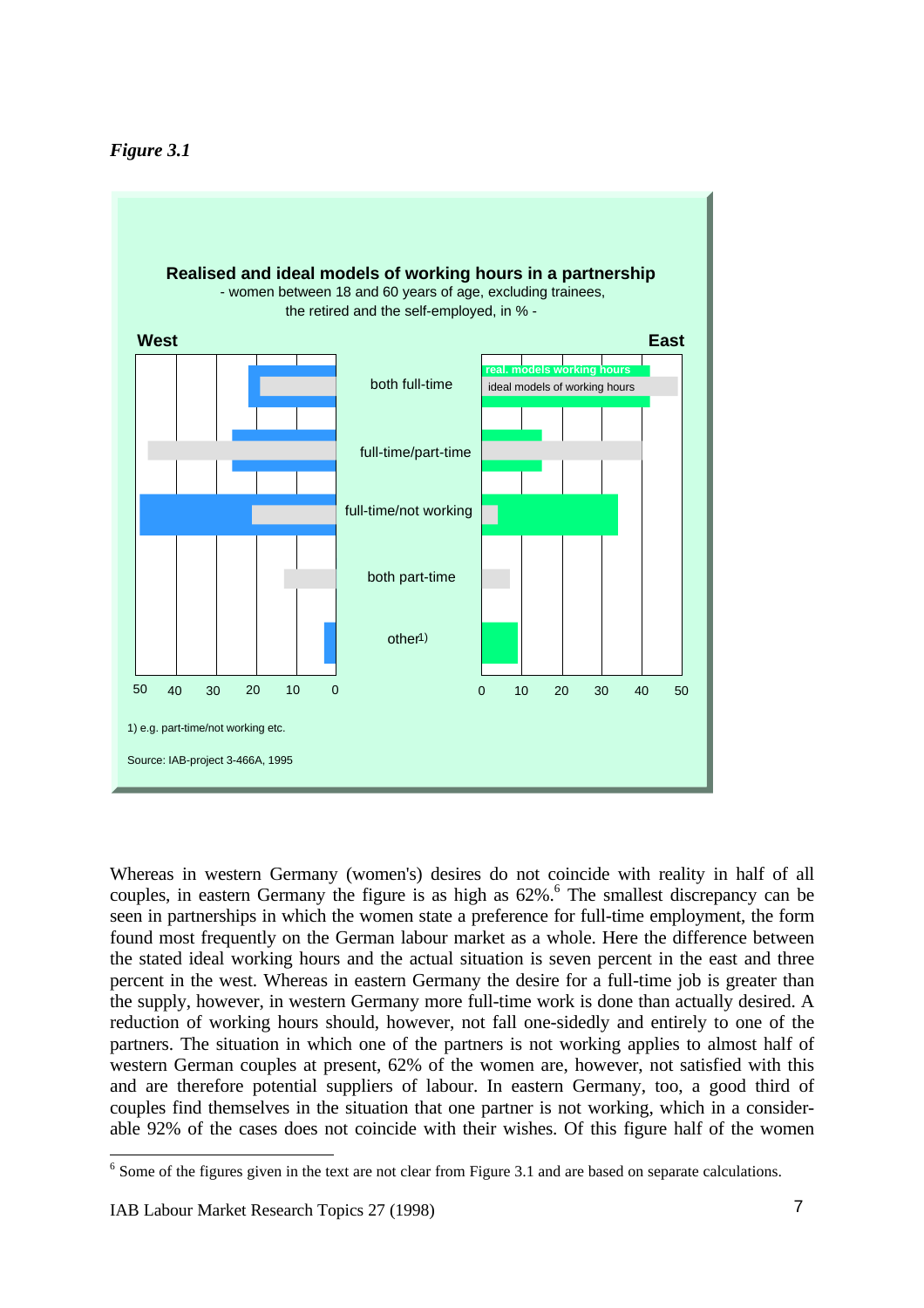*Figure 3.1*

**Realised and ideal models of working hours in a partnership**
- women between 18 and 60 years of age, excluding trainees, the retired and the self-employed, in % -

1) e.g. part-time/not working etc.

Source: IAB-project 3-466A, 1995

Whereas in western Germany (women's) desires do not coincide with reality in half of all couples, in eastern Germany the figure is as high as 62%.[6] The smallest discrepancy can be seen in partnerships in which the women state a preference for full-time employment, the form found most frequently on the German labour market as a whole. Here the difference between the stated ideal working hours and the actual situation is seven percent in the east and three percent in the west. Whereas in eastern Germany the desire for a full-time job is greater than the supply, however, in western Germany more full-time work is done than actually desired. A reduction of working hours should, however, not fall one-sidedly and entirely to one of the partners. The situation in which one of the partners is not working applies to almost half of western German couples at present, 62% of the women are, however, not satisfied with this and are therefore potential suppliers of labour. In eastern Germany, too, a good third of couples find themselves in the situation that one partner is not working, which in a considerable 92% of the cases does not coincide with their wishes. Of this figure half of the women

[6] Some of the figures given in the text are not clear from Figure 3.1 and are based on separate calculations.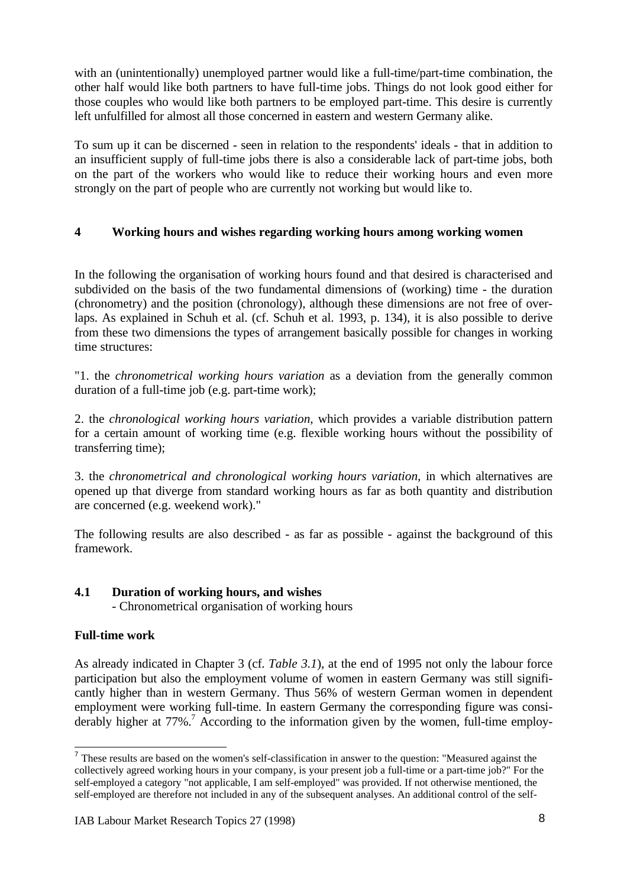with an (unintentionally) unemployed partner would like a full-time/part-time combination, the other half would like both partners to have full-time jobs. Things do not look good either for those couples who would like both partners to be employed part-time. This desire is currently left unfulfilled for almost all those concerned in eastern and western Germany alike.

To sum up it can be discerned - seen in relation to the respondents' ideals - that in addition to an insufficient supply of full-time jobs there is also a considerable lack of part-time jobs, both on the part of the workers who would like to reduce their working hours and even more strongly on the part of people who are currently not working but would like to.

## 4 Working hours and wishes regarding working hours among working women

In the following the organisation of working hours found and that desired is characterised and subdivided on the basis of the two fundamental dimensions of (working) time - the duration (chronometry) and the position (chronology), although these dimensions are not free of overlaps. As explained in Schuh et al. (cf. Schuh et al. 1993, p. 134), it is also possible to derive from these two dimensions the types of arrangement basically possible for changes in working time structures:

"1. the *chronometrical working hours variation* as a deviation from the generally common duration of a full-time job (e.g. part-time work);

2. the *chronological working hours variation*, which provides a variable distribution pattern for a certain amount of working time (e.g. flexible working hours without the possibility of transferring time);

3. the *chronometrical and chronological working hours variation*, in which alternatives are opened up that diverge from standard working hours as far as both quantity and distribution are concerned (e.g. weekend work)."

The following results are also described - as far as possible - against the background of this framework.

### 4.1 Duration of working hours, and wishes
- Chronometrical organisation of working hours

**Full-time work**

As already indicated in Chapter 3 (cf. *Table 3.1*), at the end of 1995 not only the labour force participation but also the employment volume of women in eastern Germany was still significantly higher than in western Germany. Thus 56% of western German women in dependent employment were working full-time. In eastern Germany the corresponding figure was considerably higher at 77%.[7] According to the information given by the women, full-time employ-

[7] These results are based on the women's self-classification in answer to the question: "Measured against the collectively agreed working hours in your company, is your present job a full-time or a part-time job?" For the self-employed a category "not applicable, I am self-employed" was provided. If not otherwise mentioned, the self-employed are therefore not included in any of the subsequent analyses. An additional control of the self-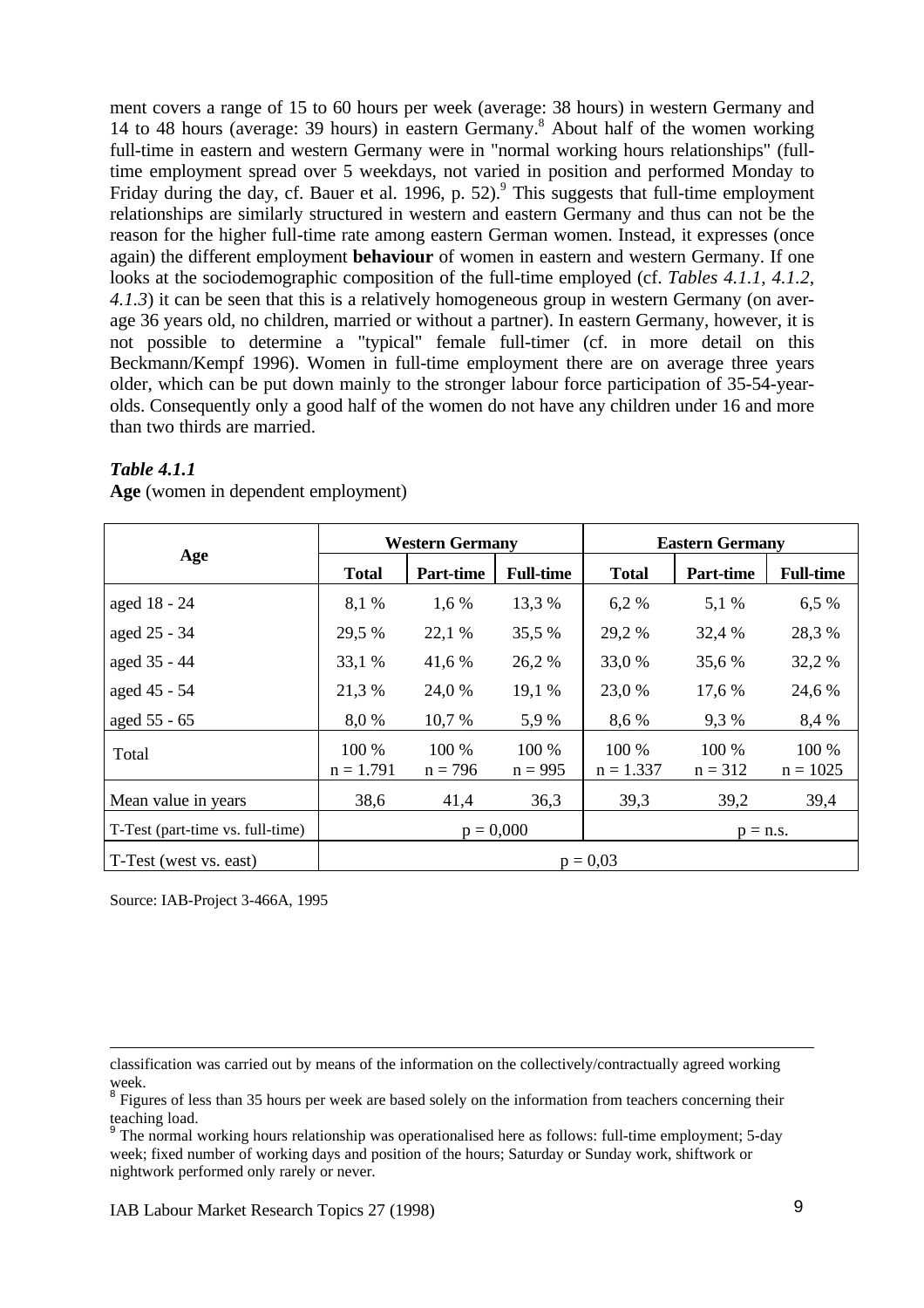ment covers a range of 15 to 60 hours per week (average: 38 hours) in western Germany and 14 to 48 hours (average: 39 hours) in eastern Germany.[8] About half of the women working full-time in eastern and western Germany were in "normal working hours relationships" (full-time employment spread over 5 weekdays, not varied in position and performed Monday to Friday during the day, cf. Bauer et al. 1996, p. 52).[9] This suggests that full-time employment relationships are similarly structured in western and eastern Germany and thus can not be the reason for the higher full-time rate among eastern German women. Instead, it expresses (once again) the different employment **behaviour** of women in eastern and western Germany. If one looks at the sociodemographic composition of the full-time employed (cf. *Tables 4.1.1, 4.1.2, 4.1.3*) it can be seen that this is a relatively homogeneous group in western Germany (on average 36 years old, no children, married or without a partner). In eastern Germany, however, it is not possible to determine a "typical" female full-timer (cf. in more detail on this Beckmann/Kempf 1996). Women in full-time employment there are on average three years older, which can be put down mainly to the stronger labour force participation of 35-54-year-olds. Consequently only a good half of the women do not have any children under 16 and more than two thirds are married.

***Table 4.1.1***

**Age** (women in dependent employment)

| Age | Western Germany | | | Eastern Germany | | |
|---|---|---|---|---|---|---|
| | **Total** | **Part-time** | **Full-time** | **Total** | **Part-time** | **Full-time** |
| aged 18 - 24 | 8,1 % | 1,6 % | 13,3 % | 6,2 % | 5,1 % | 6,5 % |
| aged 25 - 34 | 29,5 % | 22,1 % | 35,5 % | 29,2 % | 32,4 % | 28,3 % |
| aged 35 - 44 | 33,1 % | 41,6 % | 26,2 % | 33,0 % | 35,6 % | 32,2 % |
| aged 45 - 54 | 21,3 % | 24,0 % | 19,1 % | 23,0 % | 17,6 % | 24,6 % |
| aged 55 - 65 | 8,0 % | 10,7 % | 5,9 % | 8,6 % | 9,3 % | 8,4 % |
| Total | 100 % n = 1.791 | 100 % n = 796 | 100 % n = 995 | 100 % n = 1.337 | 100 % n = 312 | 100 % n = 1025 |
| Mean value in years | 38,6 | 41,4 | 36,3 | 39,3 | 39,2 | 39,4 |
| T-Test (part-time vs. full-time) | p = 0,000 | | | p = n.s. | | |
| T-Test (west vs. east) | p = 0,03 | | | | | |

Source: IAB-Project 3-466A, 1995

classification was carried out by means of the information on the collectively/contractually agreed working week.

[8] Figures of less than 35 hours per week are based solely on the information from teachers concerning their teaching load.

[9] The normal working hours relationship was operationalised here as follows: full-time employment; 5-day week; fixed number of working days and position of the hours; Saturday or Sunday work, shiftwork or nightwork performed only rarely or never.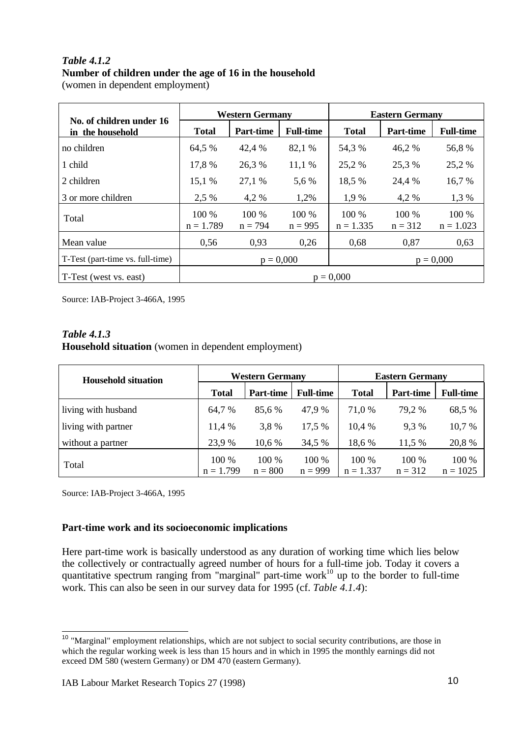***Table 4.1.2***
**Number of children under the age of 16 in the household**
(women in dependent employment)

| No. of children under 16 in the household | Western Germany | | | Eastern Germany | | |
|---|---|---|---|---|---|---|
| | **Total** | **Part-time** | **Full-time** | **Total** | **Part-time** | **Full-time** |
| no children | 64,5 % | 42,4 % | 82,1 % | 54,3 % | 46,2 % | 56,8 % |
| 1 child | 17,8 % | 26,3 % | 11,1 % | 25,2 % | 25,3 % | 25,2 % |
| 2 children | 15,1 % | 27,1 % | 5,6 % | 18,5 % | 24,4 % | 16,7 % |
| 3 or more children | 2,5 % | 4,2 % | 1,2% | 1,9 % | 4,2 % | 1,3 % |
| Total | 100 % n = 1.789 | 100 % n = 794 | 100 % n = 995 | 100 % n = 1.335 | 100 % n = 312 | 100 % n = 1.023 |
| Mean value | 0,56 | 0,93 | 0,26 | 0,68 | 0,87 | 0,63 |
| T-Test (part-time vs. full-time) | p = 0,000 | | | p = 0,000 | | |
| T-Test (west vs. east) | p = 0,000 | | | | | |

Source: IAB-Project 3-466A, 1995

***Table 4.1.3***
**Household situation** (women in dependent employment)

| Household situation | Western Germany | | | Eastern Germany | | |
|---|---|---|---|---|---|---|
| | **Total** | **Part-time** | **Full-time** | **Total** | **Part-time** | **Full-time** |
| living with husband | 64,7 % | 85,6 % | 47,9 % | 71,0 % | 79,2 % | 68,5 % |
| living with partner | 11,4 % | 3,8 % | 17,5 % | 10,4 % | 9,3 % | 10,7 % |
| without a partner | 23,9 % | 10,6 % | 34,5 % | 18,6 % | 11,5 % | 20,8 % |
| Total | 100 % n = 1.799 | 100 % n = 800 | 100 % n = 999 | 100 % n = 1.337 | 100 % n = 312 | 100 % n = 1025 |

Source: IAB-Project 3-466A, 1995

**Part-time work and its socioeconomic implications**

Here part-time work is basically understood as any duration of working time which lies below the collectively or contractually agreed number of hours for a full-time job. Today it covers a quantitative spectrum ranging from "marginal" part-time work[10] up to the border to full-time work. This can also be seen in our survey data for 1995 (cf. *Table 4.1.4*):

[10] "Marginal" employment relationships, which are not subject to social security contributions, are those in which the regular working week is less than 15 hours and in which in 1995 the monthly earnings did not exceed DM 580 (western Germany) or DM 470 (eastern Germany).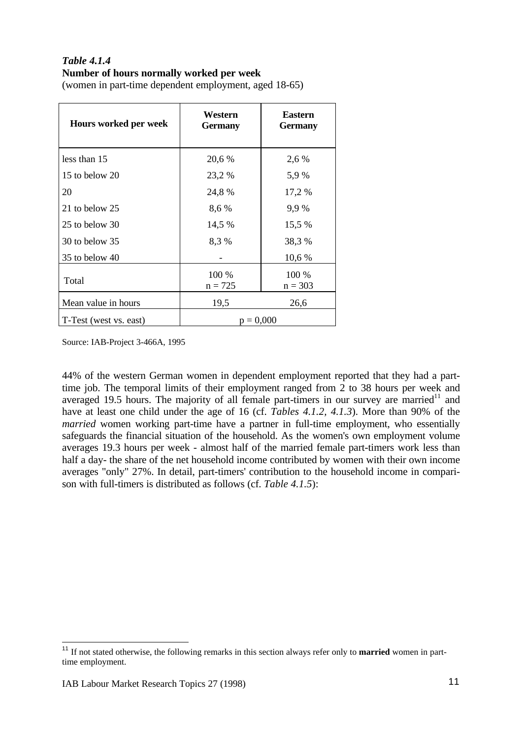*Table 4.1.4*
**Number of hours normally worked per week**
(women in part-time dependent employment, aged 18-65)

| Hours worked per week | Western Germany | Eastern Germany |
|---|---|---|
| less than 15 | 20,6 % | 2,6 % |
| 15 to below 20 | 23,2 % | 5,9 % |
| 20 | 24,8 % | 17,2 % |
| 21 to below 25 | 8,6 % | 9,9 % |
| 25 to below 30 | 14,5 % | 15,5 % |
| 30 to below 35 | 8,3 % | 38,3 % |
| 35 to below 40 | - | 10,6 % |
| Total | 100 % n = 725 | 100 % n = 303 |
| Mean value in hours | 19,5 | 26,6 |
| T-Test (west vs. east) | p = 0,000 | |

Source: IAB-Project 3-466A, 1995

44% of the western German women in dependent employment reported that they had a part-time job. The temporal limits of their employment ranged from 2 to 38 hours per week and averaged 19.5 hours. The majority of all female part-timers in our survey are married[11] and have at least one child under the age of 16 (cf. *Tables 4.1.2, 4.1.3*). More than 90% of the *married* women working part-time have a partner in full-time employment, who essentially safeguards the financial situation of the household. As the women's own employment volume averages 19.3 hours per week - almost half of the married female part-timers work less than half a day- the share of the net household income contributed by women with their own income averages "only" 27%. In detail, part-timers' contribution to the household income in comparison with full-timers is distributed as follows (cf. *Table 4.1.5*):

[11] If not stated otherwise, the following remarks in this section always refer only to **married** women in part-time employment.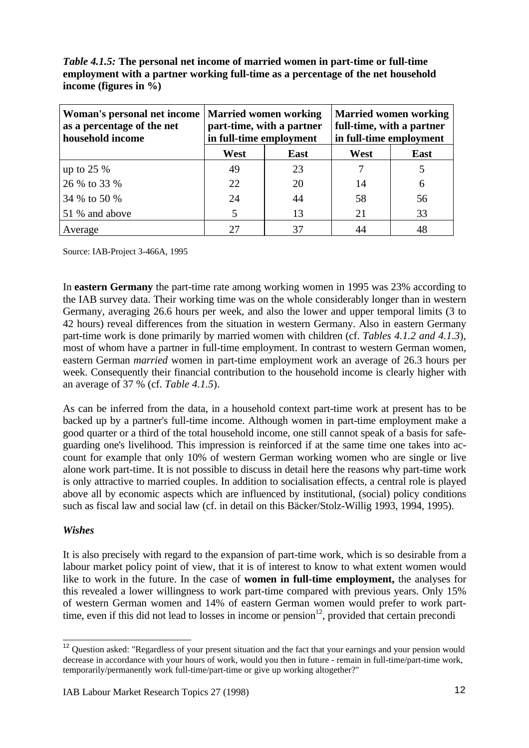***Table 4.1.5:*** **The personal net income of married women in part-time or full-time employment with a partner working full-time as a percentage of the net household income (figures in %)**

| Woman's personal net income as a percentage of the net household income | Married women working part-time, with a partner in full-time employment | | Married women working full-time, with a partner in full-time employment | |
|---|---|---|---|---|
| | **West** | **East** | **West** | **East** |
| up to 25 % | 49 | 23 | 7 | 5 |
| 26 % to 33 % | 22 | 20 | 14 | 6 |
| 34 % to 50 % | 24 | 44 | 58 | 56 |
| 51 % and above | 5 | 13 | 21 | 33 |
| Average | 27 | 37 | 44 | 48 |

Source: IAB-Project 3-466A, 1995

In **eastern Germany** the part-time rate among working women in 1995 was 23% according to the IAB survey data. Their working time was on the whole considerably longer than in western Germany, averaging 26.6 hours per week, and also the lower and upper temporal limits (3 to 42 hours) reveal differences from the situation in western Germany. Also in eastern Germany part-time work is done primarily by married women with children (cf. *Tables 4.1.2 and 4.1.3*), most of whom have a partner in full-time employment. In contrast to western German women, eastern German *married* women in part-time employment work an average of 26.3 hours per week. Consequently their financial contribution to the household income is clearly higher with an average of 37 % (cf. *Table 4.1.5*).

As can be inferred from the data, in a household context part-time work at present has to be backed up by a partner's full-time income. Although women in part-time employment make a good quarter or a third of the total household income, one still cannot speak of a basis for safeguarding one's livelihood. This impression is reinforced if at the same time one takes into account for example that only 10% of western German working women who are single or live alone work part-time. It is not possible to discuss in detail here the reasons why part-time work is only attractive to married couples. In addition to socialisation effects, a central role is played above all by economic aspects which are influenced by institutional, (social) policy conditions such as fiscal law and social law (cf. in detail on this Bäcker/Stolz-Willig 1993, 1994, 1995).

### *Wishes*

It is also precisely with regard to the expansion of part-time work, which is so desirable from a labour market policy point of view, that it is of interest to know to what extent women would like to work in the future. In the case of **women in full-time employment,** the analyses for this revealed a lower willingness to work part-time compared with previous years. Only 15% of western German women and 14% of eastern German women would prefer to work part-time, even if this did not lead to losses in income or pension[12], provided that certain precondi

[12] Question asked: "Regardless of your present situation and the fact that your earnings and your pension would decrease in accordance with your hours of work, would you then in future - remain in full-time/part-time work, temporarily/permanently work full-time/part-time or give up working altogether?"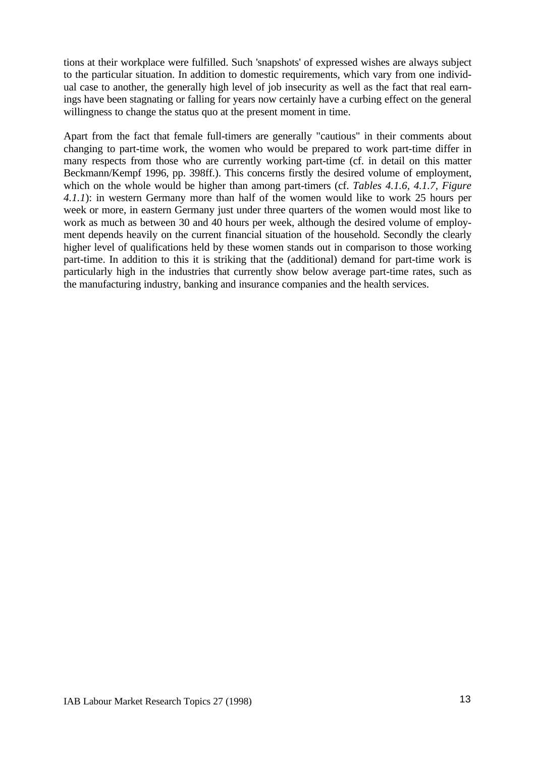tions at their workplace were fulfilled. Such 'snapshots' of expressed wishes are always subject to the particular situation. In addition to domestic requirements, which vary from one individual case to another, the generally high level of job insecurity as well as the fact that real earnings have been stagnating or falling for years now certainly have a curbing effect on the general willingness to change the status quo at the present moment in time.

Apart from the fact that female full-timers are generally "cautious" in their comments about changing to part-time work, the women who would be prepared to work part-time differ in many respects from those who are currently working part-time (cf. in detail on this matter Beckmann/Kempf 1996, pp. 398ff.). This concerns firstly the desired volume of employment, which on the whole would be higher than among part-timers (cf. *Tables 4.1.6, 4.1.7, Figure 4.1.1*): in western Germany more than half of the women would like to work 25 hours per week or more, in eastern Germany just under three quarters of the women would most like to work as much as between 30 and 40 hours per week, although the desired volume of employment depends heavily on the current financial situation of the household. Secondly the clearly higher level of qualifications held by these women stands out in comparison to those working part-time. In addition to this it is striking that the (additional) demand for part-time work is particularly high in the industries that currently show below average part-time rates, such as the manufacturing industry, banking and insurance companies and the health services.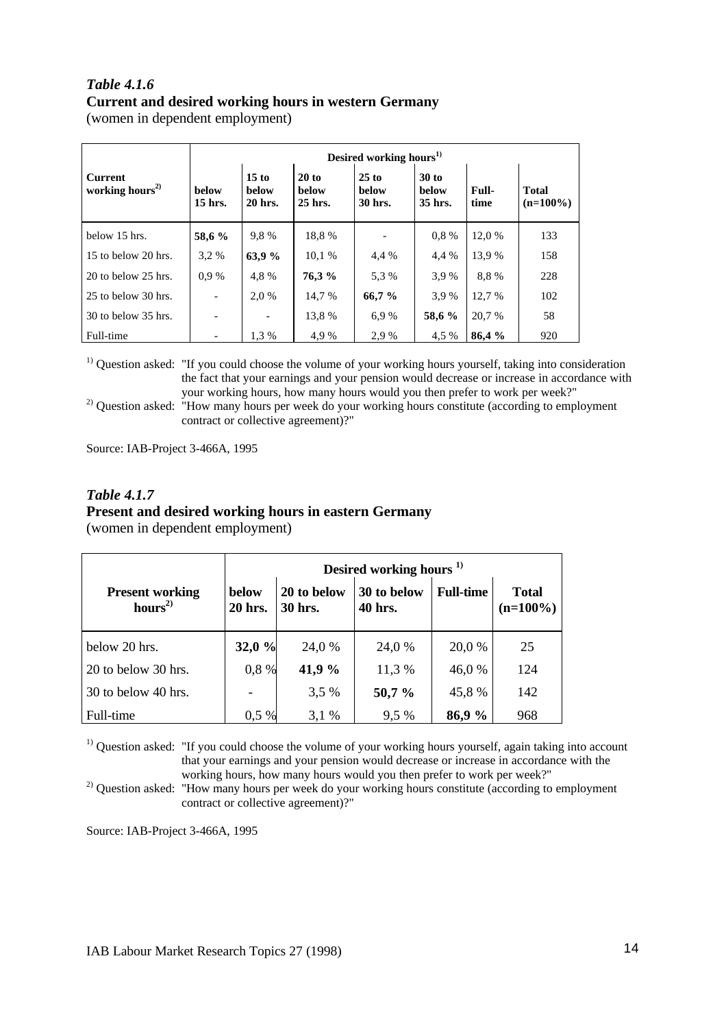***Table 4.1.6***

**Current and desired working hours in western Germany**

(women in dependent employment)

| Current working hours[2)] | Desired working hours[1)] | | | | | | |
|---|---|---|---|---|---|---|---|
| | below 15 hrs. | 15 to below 20 hrs. | 20 to below 25 hrs. | 25 to below 30 hrs. | 30 to below 35 hrs. | Full-time | Total (n=100%) |
| below 15 hrs. | **58,6 %** | 9,8 % | 18,8 % | - | 0,8 % | 12,0 % | 133 |
| 15 to below 20 hrs. | 3,2 % | **63,9 %** | 10,1 % | 4,4 % | 4,4 % | 13,9 % | 158 |
| 20 to below 25 hrs. | 0,9 % | 4,8 % | **76,3 %** | 5,3 % | 3,9 % | 8,8 % | 228 |
| 25 to below 30 hrs. | - | 2,0 % | 14,7 % | **66,7 %** | 3,9 % | 12,7 % | 102 |
| 30 to below 35 hrs. | - | - | 13,8 % | 6,9 % | **58,6 %** | 20,7 % | 58 |
| Full-time | - | 1,3 % | 4,9 % | 2,9 % | 4,5 % | **86,4 %** | 920 |

[1)] Question asked: "If you could choose the volume of your working hours yourself, taking into consideration the fact that your earnings and your pension would decrease or increase in accordance with your working hours, how many hours would you then prefer to work per week?"

[2)] Question asked: "How many hours per week do your working hours constitute (according to employment contract or collective agreement)?"

Source: IAB-Project 3-466A, 1995

***Table 4.1.7***

**Present and desired working hours in eastern Germany**

(women in dependent employment)

| Present working hours[2)] | Desired working hours [1)] | | | | |
|---|---|---|---|---|---|
| | below 20 hrs. | 20 to below 30 hrs. | 30 to below 40 hrs. | Full-time | Total (n=100%) |
| below 20 hrs. | **32,0 %** | 24,0 % | 24,0 % | 20,0 % | 25 |
| 20 to below 30 hrs. | 0,8 % | **41,9 %** | 11,3 % | 46,0 % | 124 |
| 30 to below 40 hrs. | - | 3,5 % | **50,7 %** | 45,8 % | 142 |
| Full-time | 0,5 % | 3,1 % | 9,5 % | **86,9 %** | 968 |

[1)] Question asked: "If you could choose the volume of your working hours yourself, again taking into account that your earnings and your pension would decrease or increase in accordance with the working hours, how many hours would you then prefer to work per week?"

[2)] Question asked: "How many hours per week do your working hours constitute (according to employment contract or collective agreement)?"

Source: IAB-Project 3-466A, 1995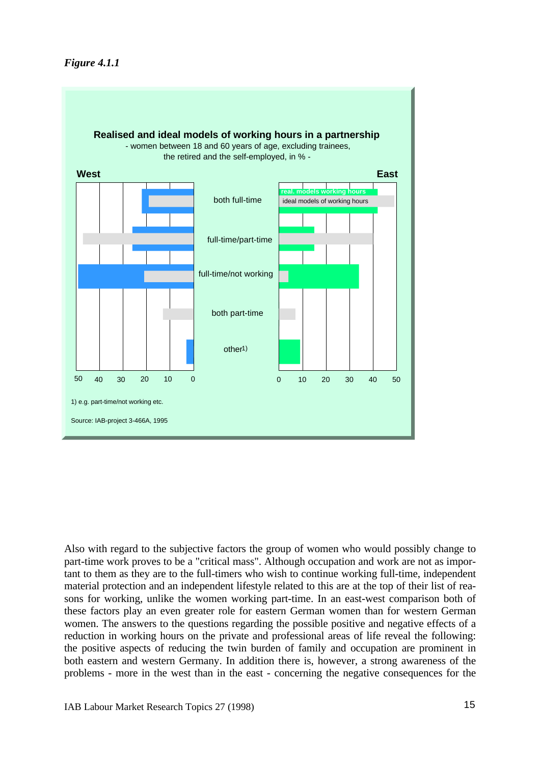*Figure 4.1.1*

**Realised and ideal models of working hours in a partnership**

- women between 18 and 60 years of age, excluding trainees, the retired and the self-employed, in % -

West | East

real. models working hours
ideal models of working hours

both full-time
full-time/part-time
full-time/not working
both part-time
other1)

50 40 30 20 10 0 | 0 10 20 30 40 50

1) e.g. part-time/not working etc.

Source: IAB-project 3-466A, 1995

Also with regard to the subjective factors the group of women who would possibly change to part-time work proves to be a "critical mass". Although occupation and work are not as important to them as they are to the full-timers who wish to continue working full-time, independent material protection and an independent lifestyle related to this are at the top of their list of reasons for working, unlike the women working part-time. In an east-west comparison both of these factors play an even greater role for eastern German women than for western German women. The answers to the questions regarding the possible positive and negative effects of a reduction in working hours on the private and professional areas of life reveal the following: the positive aspects of reducing the twin burden of family and occupation are prominent in both eastern and western Germany. In addition there is, however, a strong awareness of the problems - more in the west than in the east - concerning the negative consequences for the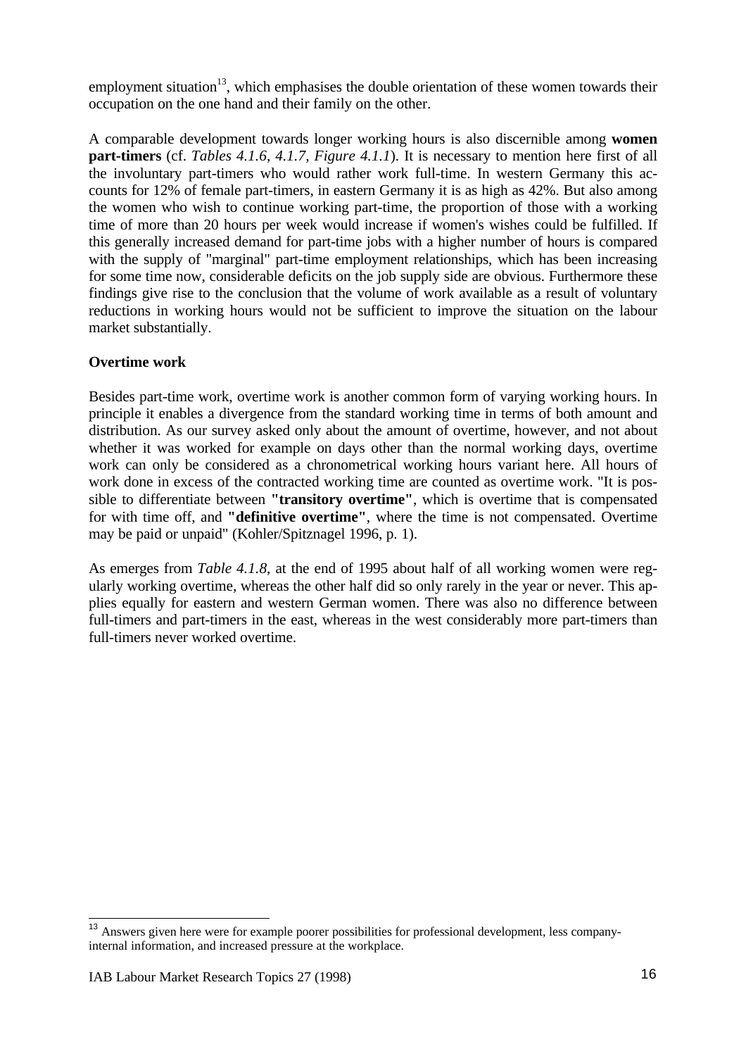employment situation[13], which emphasises the double orientation of these women towards their occupation on the one hand and their family on the other.

A comparable development towards longer working hours is also discernible among **women part-timers** (cf. *Tables 4.1.6, 4.1.7, Figure 4.1.1*). It is necessary to mention here first of all the involuntary part-timers who would rather work full-time. In western Germany this accounts for 12% of female part-timers, in eastern Germany it is as high as 42%. But also among the women who wish to continue working part-time, the proportion of those with a working time of more than 20 hours per week would increase if women's wishes could be fulfilled. If this generally increased demand for part-time jobs with a higher number of hours is compared with the supply of "marginal" part-time employment relationships, which has been increasing for some time now, considerable deficits on the job supply side are obvious. Furthermore these findings give rise to the conclusion that the volume of work available as a result of voluntary reductions in working hours would not be sufficient to improve the situation on the labour market substantially.

**Overtime work**

Besides part-time work, overtime work is another common form of varying working hours. In principle it enables a divergence from the standard working time in terms of both amount and distribution. As our survey asked only about the amount of overtime, however, and not about whether it was worked for example on days other than the normal working days, overtime work can only be considered as a chronometrical working hours variant here. All hours of work done in excess of the contracted working time are counted as overtime work. "It is possible to differentiate between **"transitory overtime"**, which is overtime that is compensated for with time off, and **"definitive overtime"**, where the time is not compensated. Overtime may be paid or unpaid" (Kohler/Spitznagel 1996, p. 1).

As emerges from *Table 4.1.8*, at the end of 1995 about half of all working women were regularly working overtime, whereas the other half did so only rarely in the year or never. This applies equally for eastern and western German women. There was also no difference between full-timers and part-timers in the east, whereas in the west considerably more part-timers than full-timers never worked overtime.

[13] Answers given here were for example poorer possibilities for professional development, less company-internal information, and increased pressure at the workplace.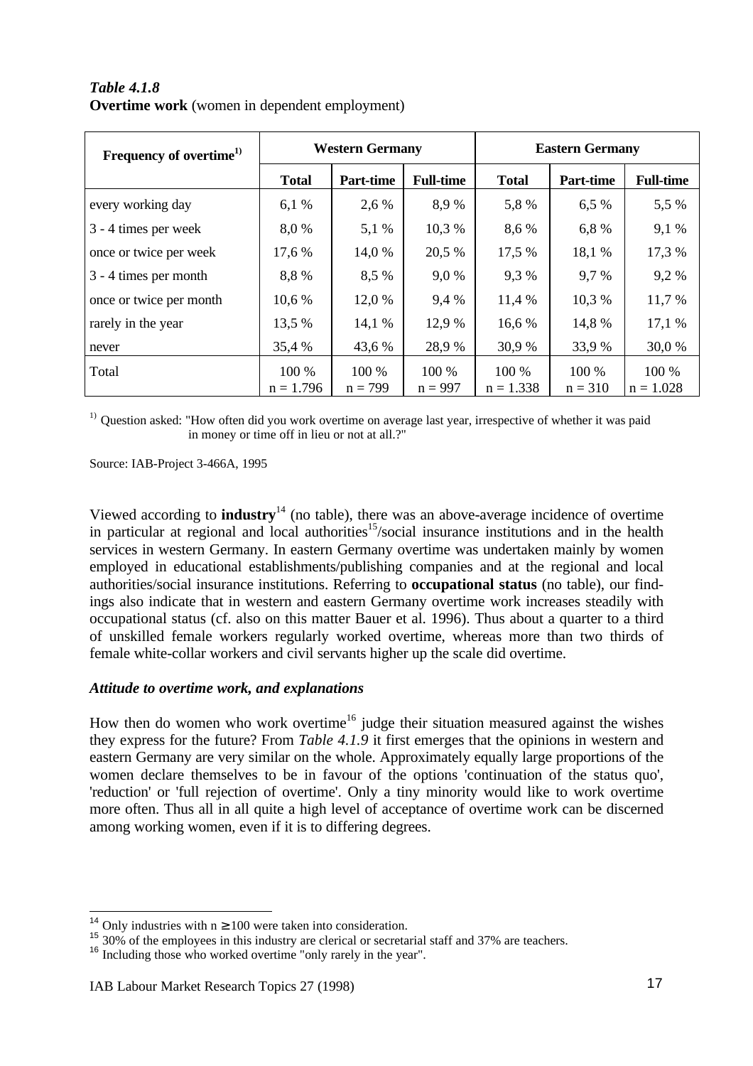*Table 4.1.8*
**Overtime work** (women in dependent employment)

| Frequency of overtime[1] | Western Germany | | | Eastern Germany | | |
|---|---|---|---|---|---|---|
| | **Total** | **Part-time** | **Full-time** | **Total** | **Part-time** | **Full-time** |
| every working day | 6,1 % | 2,6 % | 8,9 % | 5,8 % | 6,5 % | 5,5 % |
| 3 - 4 times per week | 8,0 % | 5,1 % | 10,3 % | 8,6 % | 6,8 % | 9,1 % |
| once or twice per week | 17,6 % | 14,0 % | 20,5 % | 17,5 % | 18,1 % | 17,3 % |
| 3 - 4 times per month | 8,8 % | 8,5 % | 9,0 % | 9,3 % | 9,7 % | 9,2 % |
| once or twice per month | 10,6 % | 12,0 % | 9,4 % | 11,4 % | 10,3 % | 11,7 % |
| rarely in the year | 13,5 % | 14,1 % | 12,9 % | 16,6 % | 14,8 % | 17,1 % |
| never | 35,4 % | 43,6 % | 28,9 % | 30,9 % | 33,9 % | 30,0 % |
| Total | 100 % n = 1.796 | 100 % n = 799 | 100 % n = 997 | 100 % n = 1.338 | 100 % n = 310 | 100 % n = 1.028 |

[1] Question asked: "How often did you work overtime on average last year, irrespective of whether it was paid in money or time off in lieu or not at all.?"

Source: IAB-Project 3-466A, 1995

Viewed according to **industry**[14] (no table), there was an above-average incidence of overtime in particular at regional and local authorities[15]/social insurance institutions and in the health services in western Germany. In eastern Germany overtime was undertaken mainly by women employed in educational establishments/publishing companies and at the regional and local authorities/social insurance institutions. Referring to **occupational status** (no table), our findings also indicate that in western and eastern Germany overtime work increases steadily with occupational status (cf. also on this matter Bauer et al. 1996). Thus about a quarter to a third of unskilled female workers regularly worked overtime, whereas more than two thirds of female white-collar workers and civil servants higher up the scale did overtime.

### *Attitude to overtime work, and explanations*

How then do women who work overtime[16] judge their situation measured against the wishes they express for the future? From *Table 4.1.9* it first emerges that the opinions in western and eastern Germany are very similar on the whole. Approximately equally large proportions of the women declare themselves to be in favour of the options 'continuation of the status quo', 'reduction' or 'full rejection of overtime'. Only a tiny minority would like to work overtime more often. Thus all in all quite a high level of acceptance of overtime work can be discerned among working women, even if it is to differing degrees.

[14] Only industries with $n \geq 100$ were taken into consideration.
[15] 30% of the employees in this industry are clerical or secretarial staff and 37% are teachers.
[16] Including those who worked overtime "only rarely in the year".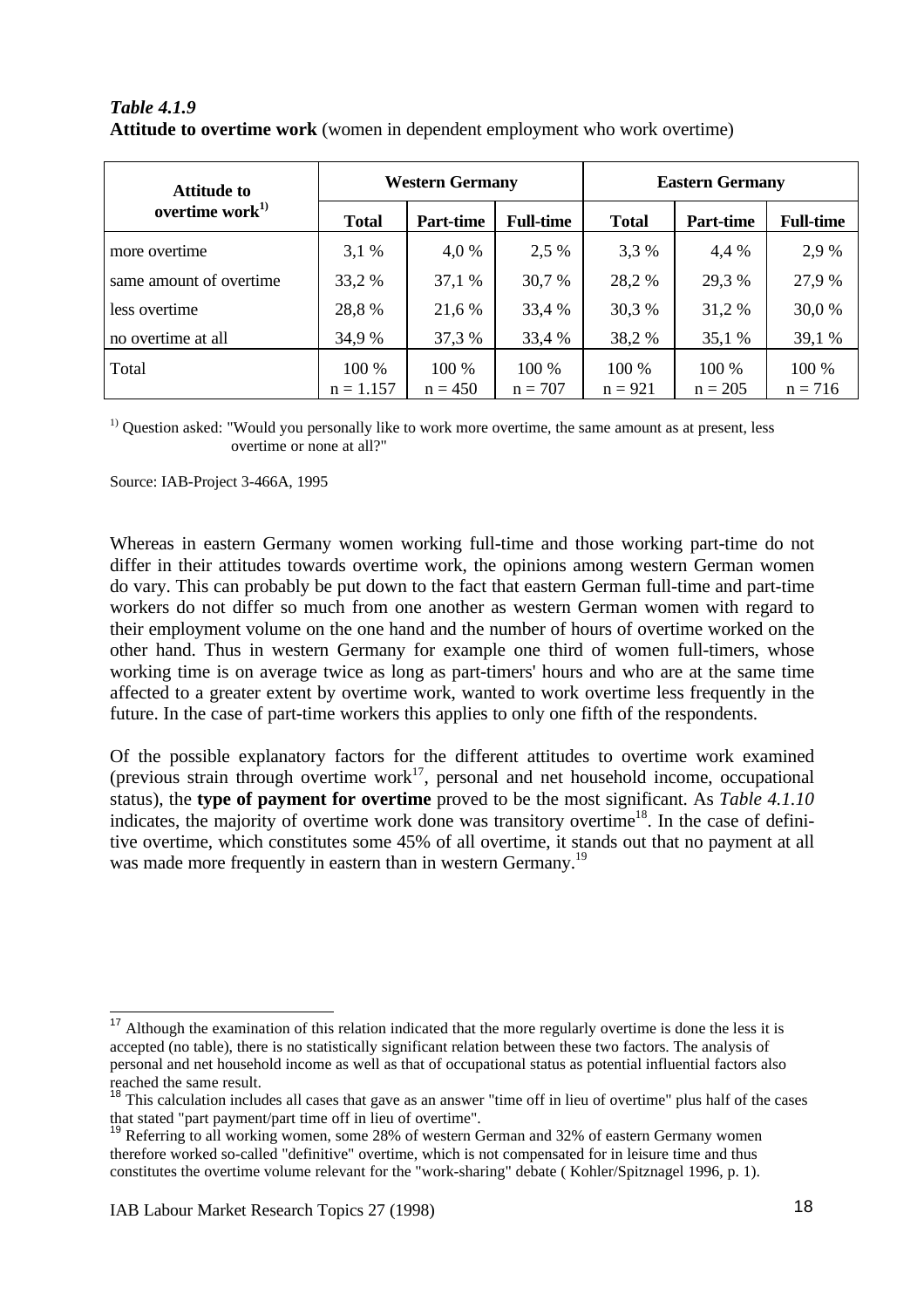***Table 4.1.9***
**Attitude to overtime work** (women in dependent employment who work overtime)

| Attitude to overtime work[1)] | Western Germany | | | Eastern Germany | | |
|---|---|---|---|---|---|---|
| | **Total** | **Part-time** | **Full-time** | **Total** | **Part-time** | **Full-time** |
| more overtime | 3,1 % | 4,0 % | 2,5 % | 3,3 % | 4,4 % | 2,9 % |
| same amount of overtime | 33,2 % | 37,1 % | 30,7 % | 28,2 % | 29,3 % | 27,9 % |
| less overtime | 28,8 % | 21,6 % | 33,4 % | 30,3 % | 31,2 % | 30,0 % |
| no overtime at all | 34,9 % | 37,3 % | 33,4 % | 38,2 % | 35,1 % | 39,1 % |
| Total | 100 % n = 1.157 | 100 % n = 450 | 100 % n = 707 | 100 % n = 921 | 100 % n = 205 | 100 % n = 716 |

[1)] Question asked: "Would you personally like to work more overtime, the same amount as at present, less overtime or none at all?"

Source: IAB-Project 3-466A, 1995

Whereas in eastern Germany women working full-time and those working part-time do not differ in their attitudes towards overtime work, the opinions among western German women do vary. This can probably be put down to the fact that eastern German full-time and part-time workers do not differ so much from one another as western German women with regard to their employment volume on the one hand and the number of hours of overtime worked on the other hand. Thus in western Germany for example one third of women full-timers, whose working time is on average twice as long as part-timers' hours and who are at the same time affected to a greater extent by overtime work, wanted to work overtime less frequently in the future. In the case of part-time workers this applies to only one fifth of the respondents.

Of the possible explanatory factors for the different attitudes to overtime work examined (previous strain through overtime work[17], personal and net household income, occupational status), the **type of payment for overtime** proved to be the most significant. As *Table 4.1.10* indicates, the majority of overtime work done was transitory overtime[18]. In the case of definitive overtime, which constitutes some 45% of all overtime, it stands out that no payment at all was made more frequently in eastern than in western Germany.[19]

---

[17] Although the examination of this relation indicated that the more regularly overtime is done the less it is accepted (no table), there is no statistically significant relation between these two factors. The analysis of personal and net household income as well as that of occupational status as potential influential factors also reached the same result.

[18] This calculation includes all cases that gave as an answer "time off in lieu of overtime" plus half of the cases that stated "part payment/part time off in lieu of overtime".

[19] Referring to all working women, some 28% of western German and 32% of eastern Germany women therefore worked so-called "definitive" overtime, which is not compensated for in leisure time and thus constitutes the overtime volume relevant for the "work-sharing" debate ( Kohler/Spitznagel 1996, p. 1).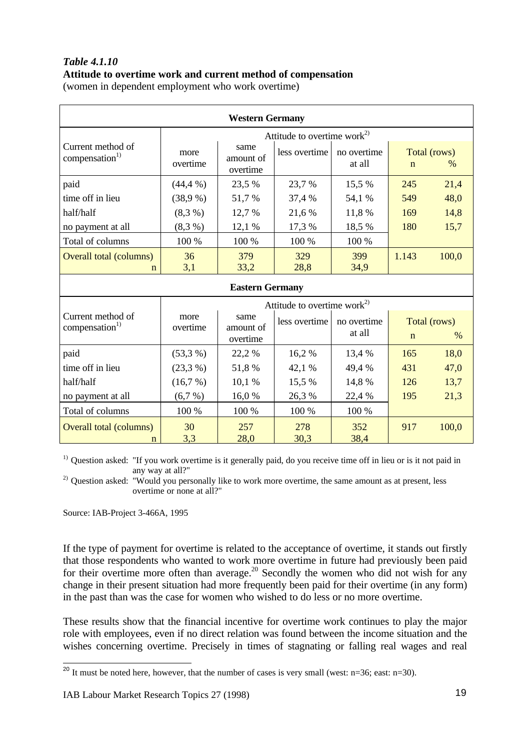*Table 4.1.10*
**Attitude to overtime work and current method of compensation**
(women in dependent employment who work overtime)

| **Western Germany** | | | | | | |
|---|---|---|---|---|---|---|
| Current method of compensation[1)] | Attitude to overtime work[2)] | | | | Total (rows) | |
| | more overtime | same amount of overtime | less overtime | no overtime at all | n | % |
| paid | (44,4 %) | 23,5 % | 23,7 % | 15,5 % | 245 | 21,4 |
| time off in lieu | (38,9 %) | 51,7 % | 37,4 % | 54,1 % | 549 | 48,0 |
| half/half | (8,3 %) | 12,7 % | 21,6 % | 11,8 % | 169 | 14,8 |
| no payment at all | (8,3 %) | 12,1 % | 17,3 % | 18,5 % | 180 | 15,7 |
| Total of columns | 100 % | 100 % | 100 % | 100 % | | |
| Overall total (columns) n | 36 | 379 | 329 | 399 | 1.143 | 100,0 |
| | 3,1 | 33,2 | 28,8 | 34,9 | | |
| **Eastern Germany** | | | | | | |
| Current method of compensation[1)] | Attitude to overtime work[2)] | | | | Total (rows) | |
| | more overtime | same amount of overtime | less overtime | no overtime at all | n | % |
| paid | (53,3 %) | 22,2 % | 16,2 % | 13,4 % | 165 | 18,0 |
| time off in lieu | (23,3 %) | 51,8 % | 42,1 % | 49,4 % | 431 | 47,0 |
| half/half | (16,7 %) | 10,1 % | 15,5 % | 14,8 % | 126 | 13,7 |
| no payment at all | (6,7 %) | 16,0 % | 26,3 % | 22,4 % | 195 | 21,3 |
| Total of columns | 100 % | 100 % | 100 % | 100 % | | |
| Overall total (columns) n | 30 | 257 | 278 | 352 | 917 | 100,0 |
| | 3,3 | 28,0 | 30,3 | 38,4 | | |

[1)] Question asked: "If you work overtime is it generally paid, do you receive time off in lieu or is it not paid in any way at all?"
[2)] Question asked: "Would you personally like to work more overtime, the same amount as at present, less overtime or none at all?"

Source: IAB-Project 3-466A, 1995

If the type of payment for overtime is related to the acceptance of overtime, it stands out firstly that those respondents who wanted to work more overtime in future had previously been paid for their overtime more often than average.[20] Secondly the women who did not wish for any change in their present situation had more frequently been paid for their overtime (in any form) in the past than was the case for women who wished to do less or no more overtime.

These results show that the financial incentive for overtime work continues to play the major role with employees, even if no direct relation was found between the income situation and the wishes concerning overtime. Precisely in times of stagnating or falling real wages and real

[20] It must be noted here, however, that the number of cases is very small (west: n=36; east: n=30).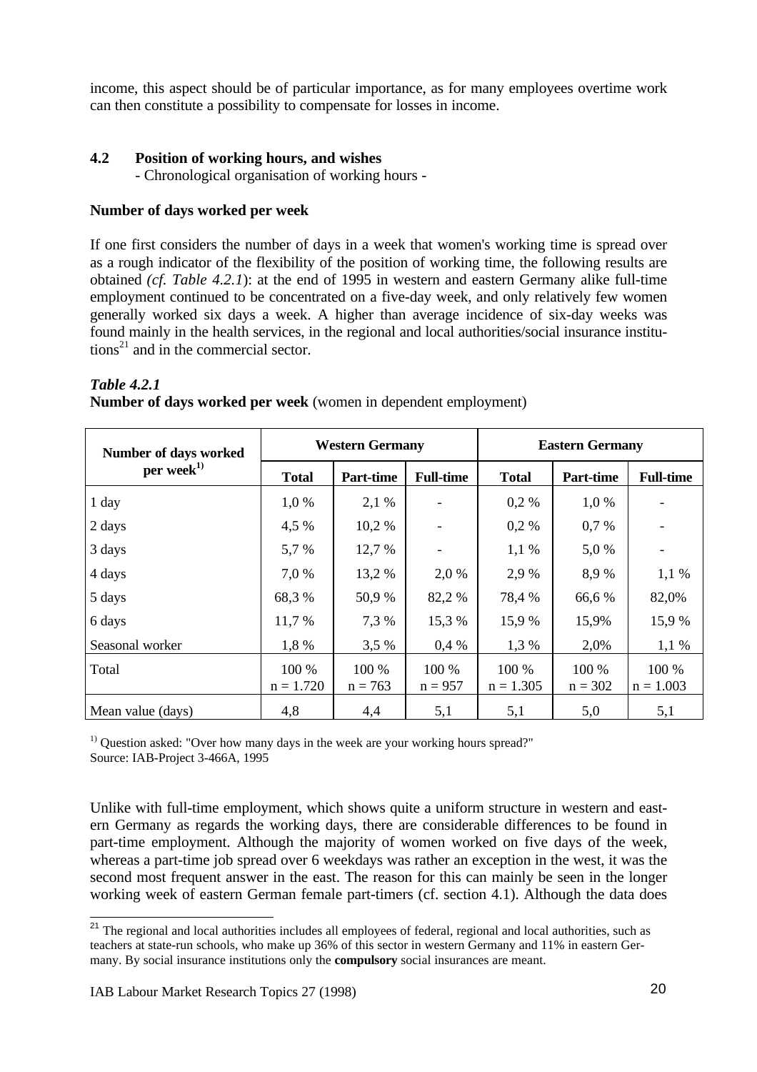income, this aspect should be of particular importance, as for many employees overtime work can then constitute a possibility to compensate for losses in income.

## 4.2 Position of working hours, and wishes

- Chronological organisation of working hours -

**Number of days worked per week**

If one first considers the number of days in a week that women's working time is spread over as a rough indicator of the flexibility of the position of working time, the following results are obtained *(cf. Table 4.2.1)*: at the end of 1995 in western and eastern Germany alike full-time employment continued to be concentrated on a five-day week, and only relatively few women generally worked six days a week. A higher than average incidence of six-day weeks was found mainly in the health services, in the regional and local authorities/social insurance institutions[21] and in the commercial sector.

***Table 4.2.1***
**Number of days worked per week** (women in dependent employment)

| Number of days worked per week[1)] | Western Germany | | | Eastern Germany | | |
|---|---|---|---|---|---|---|
| | **Total** | **Part-time** | **Full-time** | **Total** | **Part-time** | **Full-time** |
| 1 day | 1,0 % | 2,1 % | - | 0,2 % | 1,0 % | - |
| 2 days | 4,5 % | 10,2 % | - | 0,2 % | 0,7 % | - |
| 3 days | 5,7 % | 12,7 % | - | 1,1 % | 5,0 % | - |
| 4 days | 7,0 % | 13,2 % | 2,0 % | 2,9 % | 8,9 % | 1,1 % |
| 5 days | 68,3 % | 50,9 % | 82,2 % | 78,4 % | 66,6 % | 82,0% |
| 6 days | 11,7 % | 7,3 % | 15,3 % | 15,9 % | 15,9% | 15,9 % |
| Seasonal worker | 1,8 % | 3,5 % | 0,4 % | 1,3 % | 2,0% | 1,1 % |
| Total | 100 % n = 1.720 | 100 % n = 763 | 100 % n = 957 | 100 % n = 1.305 | 100 % n = 302 | 100 % n = 1.003 |
| Mean value (days) | 4,8 | 4,4 | 5,1 | 5,1 | 5,0 | 5,1 |

[1)] Question asked: "Over how many days in the week are your working hours spread?"
Source: IAB-Project 3-466A, 1995

Unlike with full-time employment, which shows quite a uniform structure in western and eastern Germany as regards the working days, there are considerable differences to be found in part-time employment. Although the majority of women worked on five days of the week, whereas a part-time job spread over 6 weekdays was rather an exception in the west, it was the second most frequent answer in the east. The reason for this can mainly be seen in the longer working week of eastern German female part-timers (cf. section 4.1). Although the data does

[21] The regional and local authorities includes all employees of federal, regional and local authorities, such as teachers at state-run schools, who make up 36% of this sector in western Germany and 11% in eastern Germany. By social insurance institutions only the **compulsory** social insurances are meant.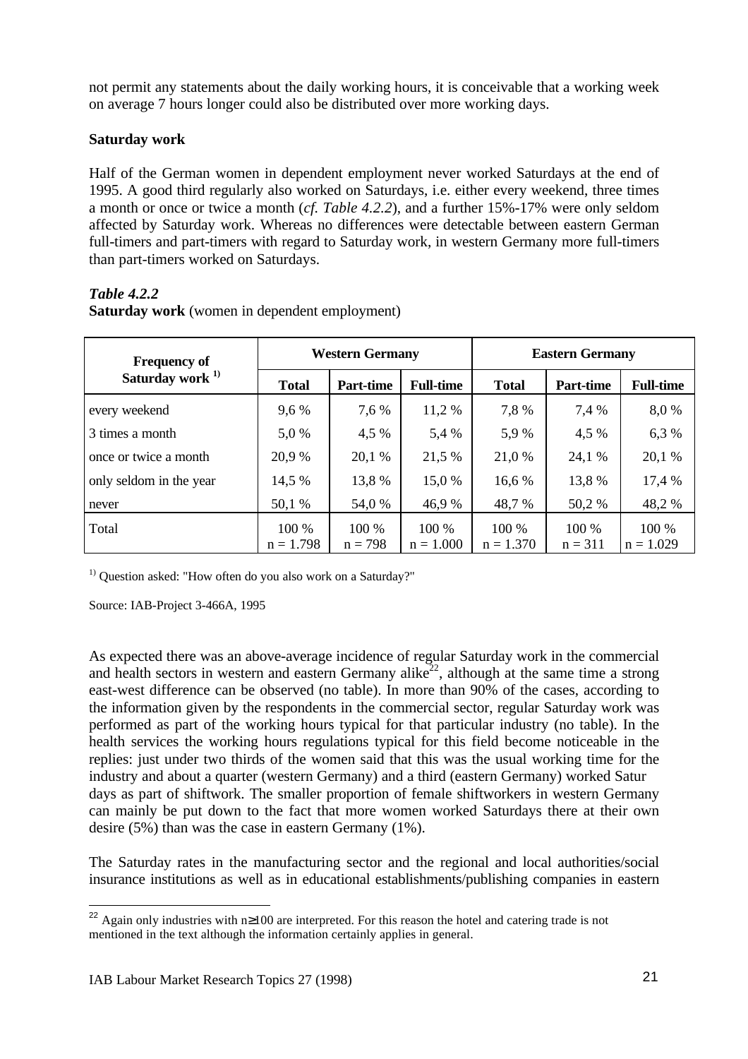not permit any statements about the daily working hours, it is conceivable that a working week on average 7 hours longer could also be distributed over more working days.

**Saturday work**

Half of the German women in dependent employment never worked Saturdays at the end of 1995. A good third regularly also worked on Saturdays, i.e. either every weekend, three times a month or once or twice a month (*cf. Table 4.2.2*), and a further 15%-17% were only seldom affected by Saturday work. Whereas no differences were detectable between eastern German full-timers and part-timers with regard to Saturday work, in western Germany more full-timers than part-timers worked on Saturdays.

***Table 4.2.2***
**Saturday work** (women in dependent employment)

| Frequency of Saturday work [1)] | Western Germany | | | Eastern Germany | | |
|---|---|---|---|---|---|---|
| | **Total** | **Part-time** | **Full-time** | **Total** | **Part-time** | **Full-time** |
| every weekend | 9,6 % | 7,6 % | 11,2 % | 7,8 % | 7,4 % | 8,0 % |
| 3 times a month | 5,0 % | 4,5 % | 5,4 % | 5,9 % | 4,5 % | 6,3 % |
| once or twice a month | 20,9 % | 20,1 % | 21,5 % | 21,0 % | 24,1 % | 20,1 % |
| only seldom in the year | 14,5 % | 13,8 % | 15,0 % | 16,6 % | 13,8 % | 17,4 % |
| never | 50,1 % | 54,0 % | 46,9 % | 48,7 % | 50,2 % | 48,2 % |
| Total | 100 % n = 1.798 | 100 % n = 798 | 100 % n = 1.000 | 100 % n = 1.370 | 100 % n = 311 | 100 % n = 1.029 |

[1)] Question asked: "How often do you also work on a Saturday?"

Source: IAB-Project 3-466A, 1995

As expected there was an above-average incidence of regular Saturday work in the commercial and health sectors in western and eastern Germany alike[22], although at the same time a strong east-west difference can be observed (no table). In more than 90% of the cases, according to the information given by the respondents in the commercial sector, regular Saturday work was performed as part of the working hours typical for that particular industry (no table). In the health services the working hours regulations typical for this field become noticeable in the replies: just under two thirds of the women said that this was the usual working time for the industry and about a quarter (western Germany) and a third (eastern Germany) worked Saturdays as part of shiftwork. The smaller proportion of female shiftworkers in western Germany can mainly be put down to the fact that more women worked Saturdays there at their own desire (5%) than was the case in eastern Germany (1%).

The Saturday rates in the manufacturing sector and the regional and local authorities/social insurance institutions as well as in educational establishments/publishing companies in eastern

[22] Again only industries with n≥100 are interpreted. For this reason the hotel and catering trade is not mentioned in the text although the information certainly applies in general.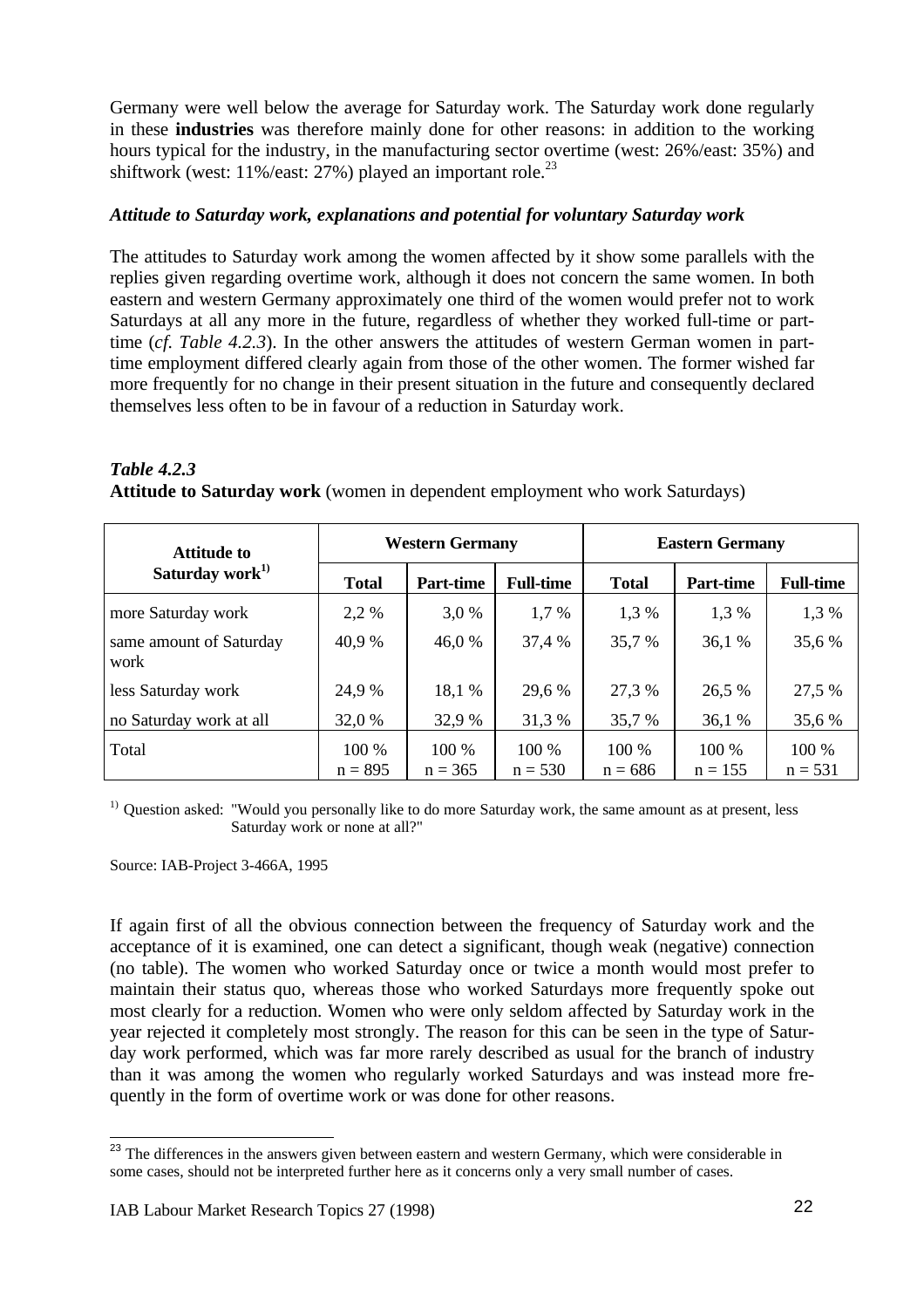Germany were well below the average for Saturday work. The Saturday work done regularly in these **industries** was therefore mainly done for other reasons: in addition to the working hours typical for the industry, in the manufacturing sector overtime (west: 26%/east: 35%) and shiftwork (west: 11%/east: 27%) played an important role.[23]

### *Attitude to Saturday work, explanations and potential for voluntary Saturday work*

The attitudes to Saturday work among the women affected by it show some parallels with the replies given regarding overtime work, although it does not concern the same women. In both eastern and western Germany approximately one third of the women would prefer not to work Saturdays at all any more in the future, regardless of whether they worked full-time or part-time (*cf. Table 4.2.3*). In the other answers the attitudes of western German women in part-time employment differed clearly again from those of the other women. The former wished far more frequently for no change in their present situation in the future and consequently declared themselves less often to be in favour of a reduction in Saturday work.

*Table 4.2.3*
**Attitude to Saturday work** (women in dependent employment who work Saturdays)

| Attitude to Saturday work[1)] | Western Germany | | | Eastern Germany | | |
|---|---|---|---|---|---|---|
| | **Total** | **Part-time** | **Full-time** | **Total** | **Part-time** | **Full-time** |
| more Saturday work | 2,2 % | 3,0 % | 1,7 % | 1,3 % | 1,3 % | 1,3 % |
| same amount of Saturday work | 40,9 % | 46,0 % | 37,4 % | 35,7 % | 36,1 % | 35,6 % |
| less Saturday work | 24,9 % | 18,1 % | 29,6 % | 27,3 % | 26,5 % | 27,5 % |
| no Saturday work at all | 32,0 % | 32,9 % | 31,3 % | 35,7 % | 36,1 % | 35,6 % |
| Total | 100 % n = 895 | 100 % n = 365 | 100 % n = 530 | 100 % n = 686 | 100 % n = 155 | 100 % n = 531 |

[1)] Question asked: "Would you personally like to do more Saturday work, the same amount as at present, less Saturday work or none at all?"

Source: IAB-Project 3-466A, 1995

If again first of all the obvious connection between the frequency of Saturday work and the acceptance of it is examined, one can detect a significant, though weak (negative) connection (no table). The women who worked Saturday once or twice a month would most prefer to maintain their status quo, whereas those who worked Saturdays more frequently spoke out most clearly for a reduction. Women who were only seldom affected by Saturday work in the year rejected it completely most strongly. The reason for this can be seen in the type of Saturday work performed, which was far more rarely described as usual for the branch of industry than it was among the women who regularly worked Saturdays and was instead more frequently in the form of overtime work or was done for other reasons.

[23] The differences in the answers given between eastern and western Germany, which were considerable in some cases, should not be interpreted further here as it concerns only a very small number of cases.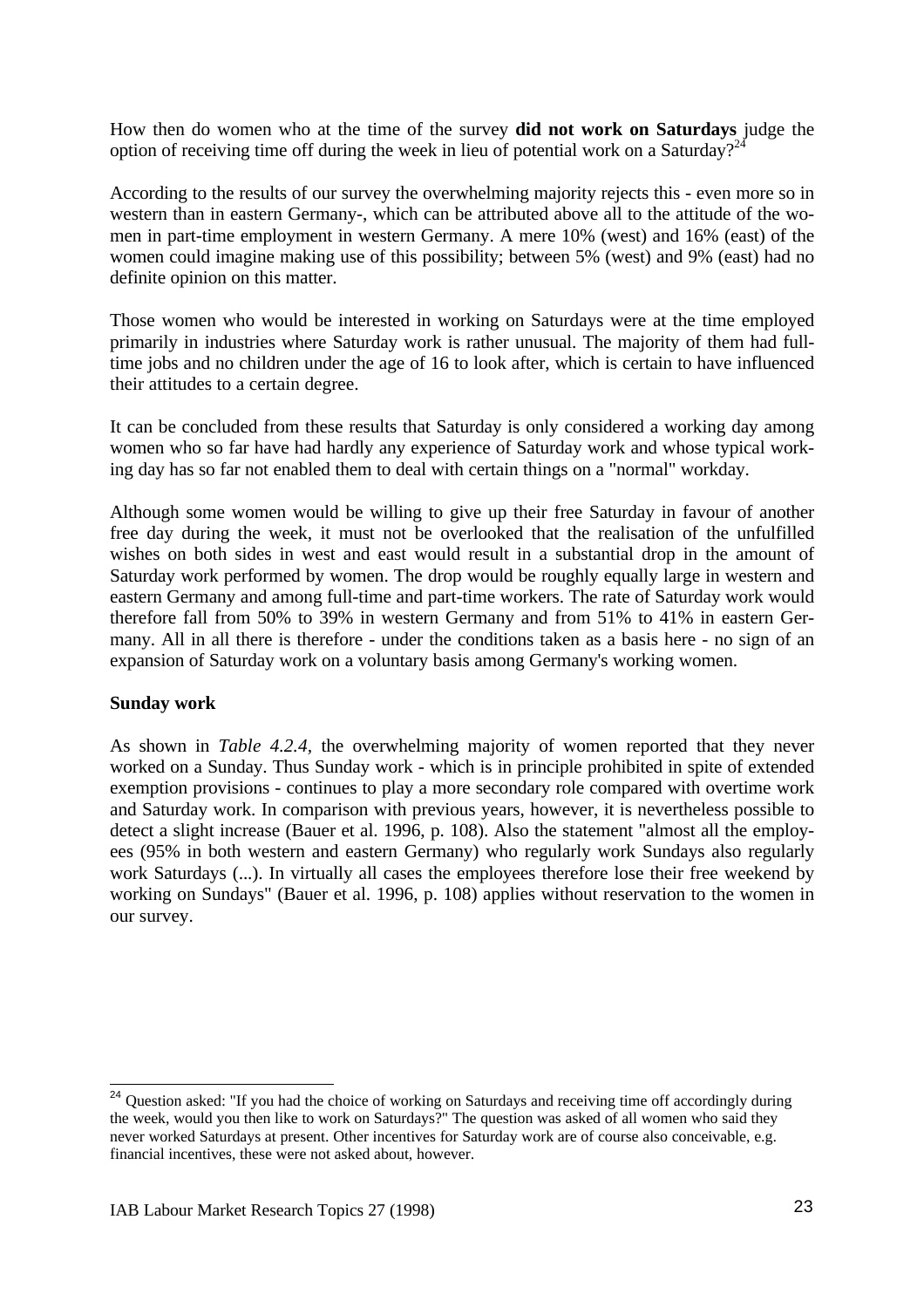How then do women who at the time of the survey **did not work on Saturdays** judge the option of receiving time off during the week in lieu of potential work on a Saturday?[24]

According to the results of our survey the overwhelming majority rejects this - even more so in western than in eastern Germany-, which can be attributed above all to the attitude of the women in part-time employment in western Germany. A mere 10% (west) and 16% (east) of the women could imagine making use of this possibility; between 5% (west) and 9% (east) had no definite opinion on this matter.

Those women who would be interested in working on Saturdays were at the time employed primarily in industries where Saturday work is rather unusual. The majority of them had full-time jobs and no children under the age of 16 to look after, which is certain to have influenced their attitudes to a certain degree.

It can be concluded from these results that Saturday is only considered a working day among women who so far have had hardly any experience of Saturday work and whose typical working day has so far not enabled them to deal with certain things on a "normal" workday.

Although some women would be willing to give up their free Saturday in favour of another free day during the week, it must not be overlooked that the realisation of the unfulfilled wishes on both sides in west and east would result in a substantial drop in the amount of Saturday work performed by women. The drop would be roughly equally large in western and eastern Germany and among full-time and part-time workers. The rate of Saturday work would therefore fall from 50% to 39% in western Germany and from 51% to 41% in eastern Germany. All in all there is therefore - under the conditions taken as a basis here - no sign of an expansion of Saturday work on a voluntary basis among Germany's working women.

**Sunday work**

As shown in *Table 4.2.4*, the overwhelming majority of women reported that they never worked on a Sunday. Thus Sunday work - which is in principle prohibited in spite of extended exemption provisions - continues to play a more secondary role compared with overtime work and Saturday work. In comparison with previous years, however, it is nevertheless possible to detect a slight increase (Bauer et al. 1996, p. 108). Also the statement "almost all the employees (95% in both western and eastern Germany) who regularly work Sundays also regularly work Saturdays (...). In virtually all cases the employees therefore lose their free weekend by working on Sundays" (Bauer et al. 1996, p. 108) applies without reservation to the women in our survey.

---

[24] Question asked: "If you had the choice of working on Saturdays and receiving time off accordingly during the week, would you then like to work on Saturdays?" The question was asked of all women who said they never worked Saturdays at present. Other incentives for Saturday work are of course also conceivable, e.g. financial incentives, these were not asked about, however.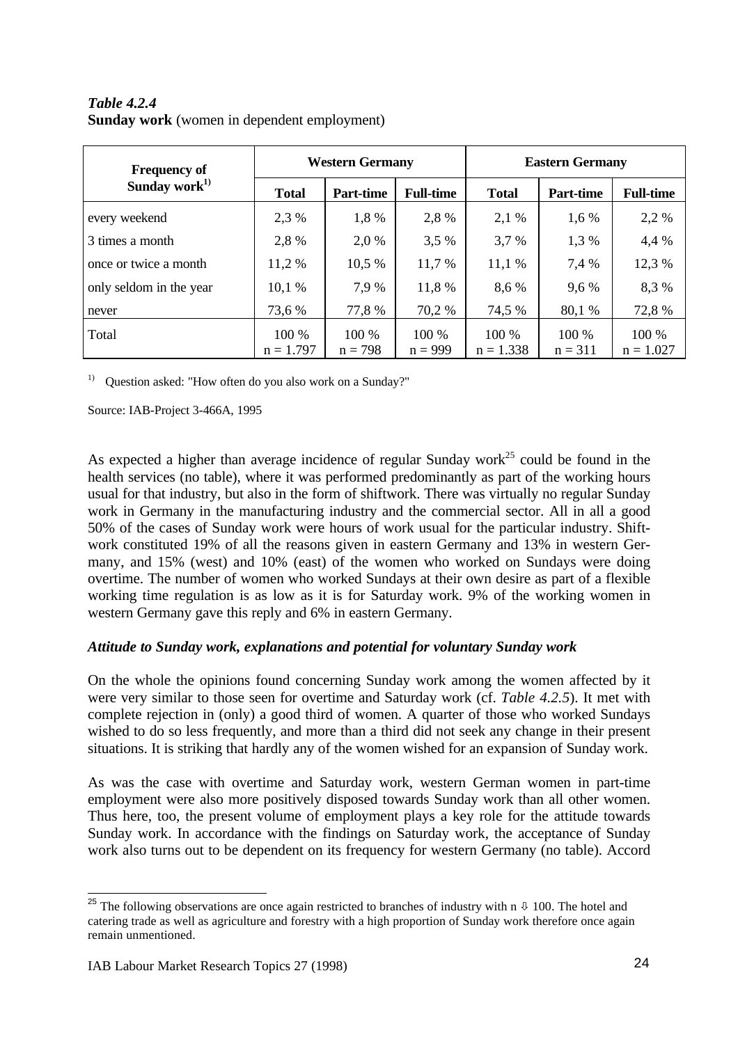***Table 4.2.4***
**Sunday work** (women in dependent employment)

| Frequency of Sunday work[1)] | Western Germany | | | Eastern Germany | | |
|---|---|---|---|---|---|---|
| | **Total** | **Part-time** | **Full-time** | **Total** | **Part-time** | **Full-time** |
| every weekend | 2,3 % | 1,8 % | 2,8 % | 2,1 % | 1,6 % | 2,2 % |
| 3 times a month | 2,8 % | 2,0 % | 3,5 % | 3,7 % | 1,3 % | 4,4 % |
| once or twice a month | 11,2 % | 10,5 % | 11,7 % | 11,1 % | 7,4 % | 12,3 % |
| only seldom in the year | 10,1 % | 7,9 % | 11,8 % | 8,6 % | 9,6 % | 8,3 % |
| never | 73,6 % | 77,8 % | 70,2 % | 74,5 % | 80,1 % | 72,8 % |
| Total | 100 % n = 1.797 | 100 % n = 798 | 100 % n = 999 | 100 % n = 1.338 | 100 % n = 311 | 100 % n = 1.027 |

[1)] Question asked: "How often do you also work on a Sunday?"

Source: IAB-Project 3-466A, 1995

As expected a higher than average incidence of regular Sunday work[25] could be found in the health services (no table), where it was performed predominantly as part of the working hours usual for that industry, but also in the form of shiftwork. There was virtually no regular Sunday work in Germany in the manufacturing industry and the commercial sector. All in all a good 50% of the cases of Sunday work were hours of work usual for the particular industry. Shift-work constituted 19% of all the reasons given in eastern Germany and 13% in western Germany, and 15% (west) and 10% (east) of the women who worked on Sundays were doing overtime. The number of women who worked Sundays at their own desire as part of a flexible working time regulation is as low as it is for Saturday work. 9% of the working women in western Germany gave this reply and 6% in eastern Germany.

### *Attitude to Sunday work, explanations and potential for voluntary Sunday work*

On the whole the opinions found concerning Sunday work among the women affected by it were very similar to those seen for overtime and Saturday work (cf. *Table 4.2.5*). It met with complete rejection in (only) a good third of women. A quarter of those who worked Sundays wished to do so less frequently, and more than a third did not seek any change in their present situations. It is striking that hardly any of the women wished for an expansion of Sunday work.

As was the case with overtime and Saturday work, western German women in part-time employment were also more positively disposed towards Sunday work than all other women. Thus here, too, the present volume of employment plays a key role for the attitude towards Sunday work. In accordance with the findings on Saturday work, the acceptance of Sunday work also turns out to be dependent on its frequency for western Germany (no table). Accord

[25] The following observations are once again restricted to branches of industry with n ⇩ 100. The hotel and catering trade as well as agriculture and forestry with a high proportion of Sunday work therefore once again remain unmentioned.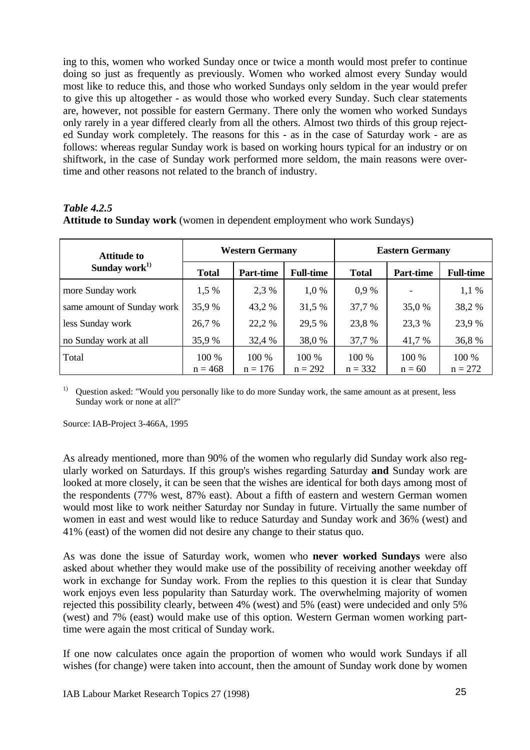ing to this, women who worked Sunday once or twice a month would most prefer to continue doing so just as frequently as previously. Women who worked almost every Sunday would most like to reduce this, and those who worked Sundays only seldom in the year would prefer to give this up altogether - as would those who worked every Sunday. Such clear statements are, however, not possible for eastern Germany. There only the women who worked Sundays only rarely in a year differed clearly from all the others. Almost two thirds of this group rejected Sunday work completely. The reasons for this - as in the case of Saturday work - are as follows: whereas regular Sunday work is based on working hours typical for an industry or on shiftwork, in the case of Sunday work performed more seldom, the main reasons were overtime and other reasons not related to the branch of industry.

***Table 4.2.5***
**Attitude to Sunday work** (women in dependent employment who work Sundays)

| Attitude to Sunday work[1] | Western Germany | | | Eastern Germany | | |
|---|---|---|---|---|---|---|
| | **Total** | **Part-time** | **Full-time** | **Total** | **Part-time** | **Full-time** |
| more Sunday work | 1,5 % | 2,3 % | 1,0 % | 0,9 % | - | 1,1 % |
| same amount of Sunday work | 35,9 % | 43,2 % | 31,5 % | 37,7 % | 35,0 % | 38,2 % |
| less Sunday work | 26,7 % | 22,2 % | 29,5 % | 23,8 % | 23,3 % | 23,9 % |
| no Sunday work at all | 35,9 % | 32,4 % | 38,0 % | 37,7 % | 41,7 % | 36,8 % |
| Total | 100 % n = 468 | 100 % n = 176 | 100 % n = 292 | 100 % n = 332 | 100 % n = 60 | 100 % n = 272 |

[1] Question asked: "Would you personally like to do more Sunday work, the same amount as at present, less Sunday work or none at all?"

Source: IAB-Project 3-466A, 1995

As already mentioned, more than 90% of the women who regularly did Sunday work also regularly worked on Saturdays. If this group's wishes regarding Saturday **and** Sunday work are looked at more closely, it can be seen that the wishes are identical for both days among most of the respondents (77% west, 87% east). About a fifth of eastern and western German women would most like to work neither Saturday nor Sunday in future. Virtually the same number of women in east and west would like to reduce Saturday and Sunday work and 36% (west) and 41% (east) of the women did not desire any change to their status quo.

As was done the issue of Saturday work, women who **never worked Sundays** were also asked about whether they would make use of the possibility of receiving another weekday off work in exchange for Sunday work. From the replies to this question it is clear that Sunday work enjoys even less popularity than Saturday work. The overwhelming majority of women rejected this possibility clearly, between 4% (west) and 5% (east) were undecided and only 5% (west) and 7% (east) would make use of this option. Western German women working part-time were again the most critical of Sunday work.

If one now calculates once again the proportion of women who would work Sundays if all wishes (for change) were taken into account, then the amount of Sunday work done by women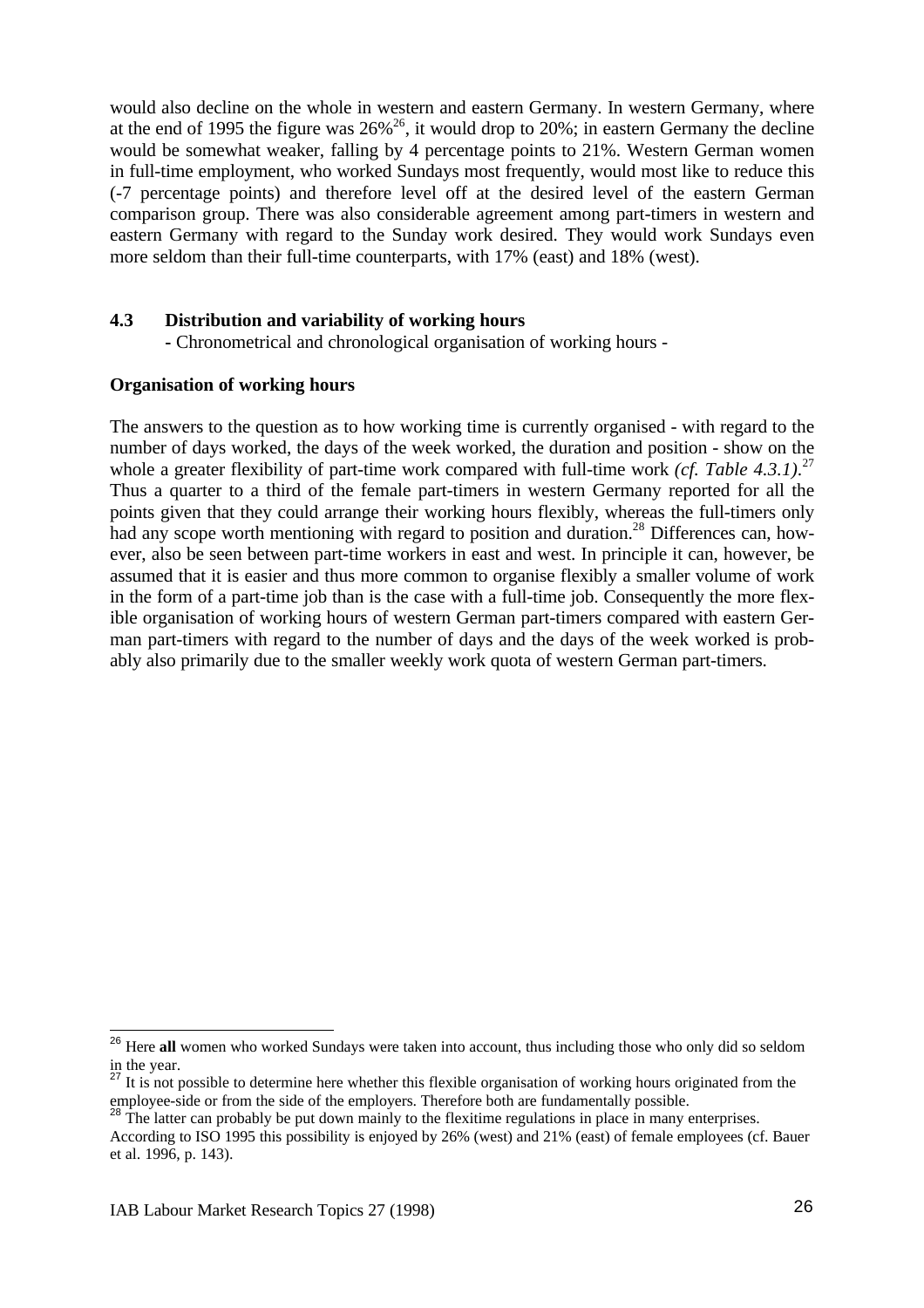would also decline on the whole in western and eastern Germany. In western Germany, where at the end of 1995 the figure was 26%[26], it would drop to 20%; in eastern Germany the decline would be somewhat weaker, falling by 4 percentage points to 21%. Western German women in full-time employment, who worked Sundays most frequently, would most like to reduce this (-7 percentage points) and therefore level off at the desired level of the eastern German comparison group. There was also considerable agreement among part-timers in western and eastern Germany with regard to the Sunday work desired. They would work Sundays even more seldom than their full-time counterparts, with 17% (east) and 18% (west).

### 4.3 Distribution and variability of working hours

- Chronometrical and chronological organisation of working hours -

**Organisation of working hours**

The answers to the question as to how working time is currently organised - with regard to the number of days worked, the days of the week worked, the duration and position - show on the whole a greater flexibility of part-time work compared with full-time work *(cf. Table 4.3.1)*.[27] Thus a quarter to a third of the female part-timers in western Germany reported for all the points given that they could arrange their working hours flexibly, whereas the full-timers only had any scope worth mentioning with regard to position and duration.[28] Differences can, however, also be seen between part-time workers in east and west. In principle it can, however, be assumed that it is easier and thus more common to organise flexibly a smaller volume of work in the form of a part-time job than is the case with a full-time job. Consequently the more flexible organisation of working hours of western German part-timers compared with eastern German part-timers with regard to the number of days and the days of the week worked is probably also primarily due to the smaller weekly work quota of western German part-timers.

---

[26] Here **all** women who worked Sundays were taken into account, thus including those who only did so seldom in the year.

[27] It is not possible to determine here whether this flexible organisation of working hours originated from the employee-side or from the side of the employers. Therefore both are fundamentally possible.

[28] The latter can probably be put down mainly to the flexitime regulations in place in many enterprises. According to ISO 1995 this possibility is enjoyed by 26% (west) and 21% (east) of female employees (cf. Bauer et al. 1996, p. 143).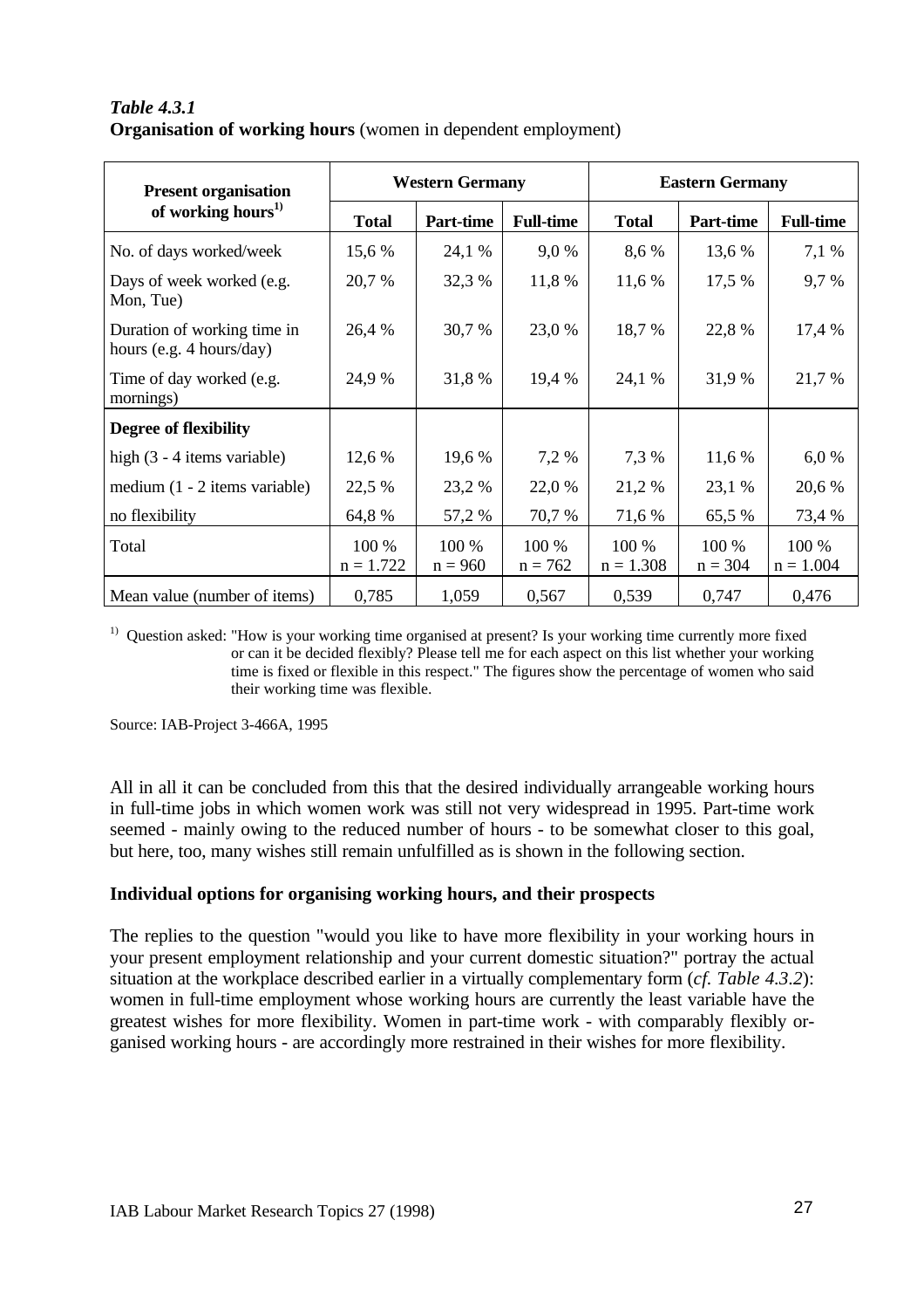*Table 4.3.1*
**Organisation of working hours** (women in dependent employment)

| Present organisation of working hours[1)] | Western Germany | | | Eastern Germany | | |
|---|---|---|---|---|---|---|
| | **Total** | **Part-time** | **Full-time** | **Total** | **Part-time** | **Full-time** |
| No. of days worked/week | 15,6 % | 24,1 % | 9,0 % | 8,6 % | 13,6 % | 7,1 % |
| Days of week worked (e.g. Mon, Tue) | 20,7 % | 32,3 % | 11,8 % | 11,6 % | 17,5 % | 9,7 % |
| Duration of working time in hours (e.g. 4 hours/day) | 26,4 % | 30,7 % | 23,0 % | 18,7 % | 22,8 % | 17,4 % |
| Time of day worked (e.g. mornings) | 24,9 % | 31,8 % | 19,4 % | 24,1 % | 31,9 % | 21,7 % |
| **Degree of flexibility** | | | | | | |
| high (3 - 4 items variable) | 12,6 % | 19,6 % | 7,2 % | 7,3 % | 11,6 % | 6,0 % |
| medium (1 - 2 items variable) | 22,5 % | 23,2 % | 22,0 % | 21,2 % | 23,1 % | 20,6 % |
| no flexibility | 64,8 % | 57,2 % | 70,7 % | 71,6 % | 65,5 % | 73,4 % |
| Total | 100 % n = 1.722 | 100 % n = 960 | 100 % n = 762 | 100 % n = 1.308 | 100 % n = 304 | 100 % n = 1.004 |
| Mean value (number of items) | 0,785 | 1,059 | 0,567 | 0,539 | 0,747 | 0,476 |

[1)] Question asked: "How is your working time organised at present? Is your working time currently more fixed or can it be decided flexibly? Please tell me for each aspect on this list whether your working time is fixed or flexible in this respect." The figures show the percentage of women who said their working time was flexible.

Source: IAB-Project 3-466A, 1995

All in all it can be concluded from this that the desired individually arrangeable working hours in full-time jobs in which women work was still not very widespread in 1995. Part-time work seemed - mainly owing to the reduced number of hours - to be somewhat closer to this goal, but here, too, many wishes still remain unfulfilled as is shown in the following section.

### Individual options for organising working hours, and their prospects

The replies to the question "would you like to have more flexibility in your working hours in your present employment relationship and your current domestic situation?" portray the actual situation at the workplace described earlier in a virtually complementary form (*cf. Table 4.3.2*): women in full-time employment whose working hours are currently the least variable have the greatest wishes for more flexibility. Women in part-time work - with comparably flexibly organised working hours - are accordingly more restrained in their wishes for more flexibility.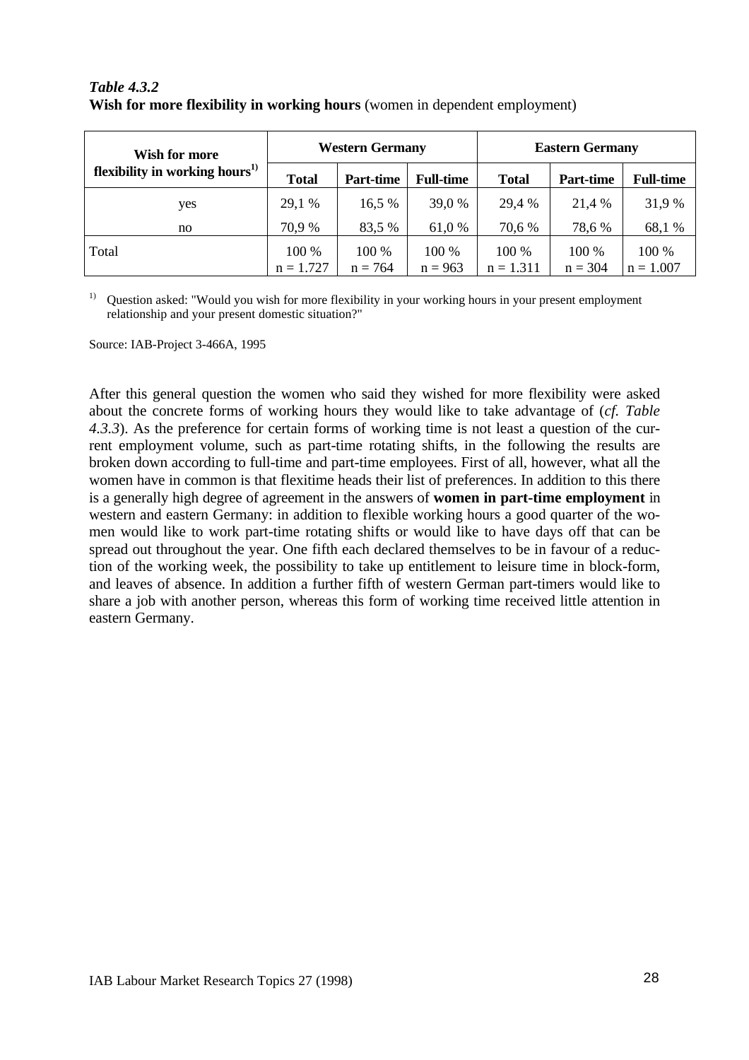***Table 4.3.2***
**Wish for more flexibility in working hours** (women in dependent employment)

| Wish for more flexibility in working hours[1] | Western Germany | | | Eastern Germany | | |
|---|---|---|---|---|---|---|
| | **Total** | **Part-time** | **Full-time** | **Total** | **Part-time** | **Full-time** |
| yes | 29,1 % | 16,5 % | 39,0 % | 29,4 % | 21,4 % | 31,9 % |
| no | 70,9 % | 83,5 % | 61,0 % | 70,6 % | 78,6 % | 68,1 % |
| Total | 100 % n = 1.727 | 100 % n = 764 | 100 % n = 963 | 100 % n = 1.311 | 100 % n = 304 | 100 % n = 1.007 |

[1] Question asked: "Would you wish for more flexibility in your working hours in your present employment relationship and your present domestic situation?"

Source: IAB-Project 3-466A, 1995

After this general question the women who said they wished for more flexibility were asked about the concrete forms of working hours they would like to take advantage of (*cf. Table 4.3.3*). As the preference for certain forms of working time is not least a question of the current employment volume, such as part-time rotating shifts, in the following the results are broken down according to full-time and part-time employees. First of all, however, what all the women have in common is that flexitime heads their list of preferences. In addition to this there is a generally high degree of agreement in the answers of **women in part-time employment** in western and eastern Germany: in addition to flexible working hours a good quarter of the women would like to work part-time rotating shifts or would like to have days off that can be spread out throughout the year. One fifth each declared themselves to be in favour of a reduction of the working week, the possibility to take up entitlement to leisure time in block-form, and leaves of absence. In addition a further fifth of western German part-timers would like to share a job with another person, whereas this form of working time received little attention in eastern Germany.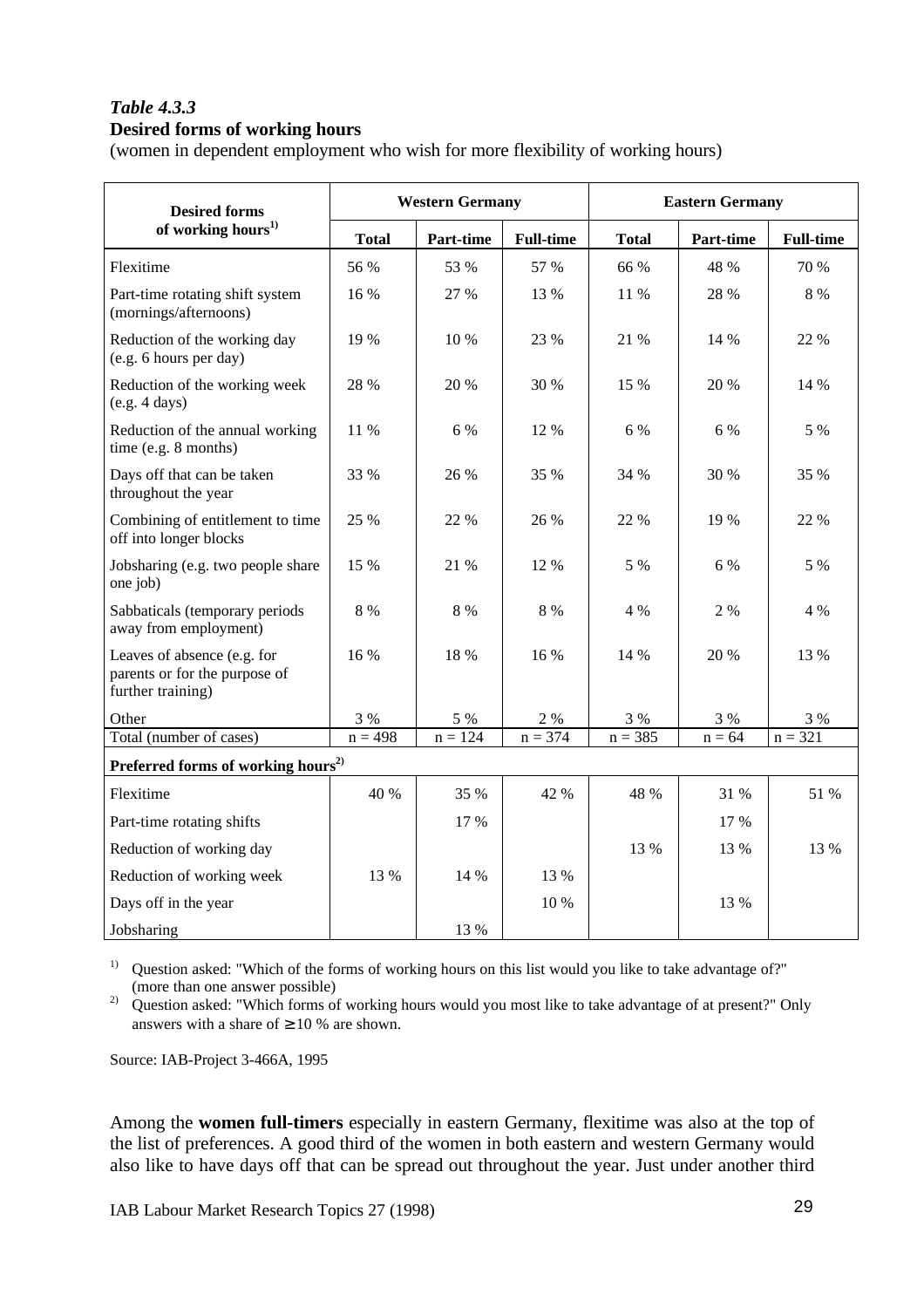*Table 4.3.3*
**Desired forms of working hours**
(women in dependent employment who wish for more flexibility of working hours)

| Desired forms of working hours[1] | Western Germany | | | Eastern Germany | | |
|---|---|---|---|---|---|---|
| | **Total** | **Part-time** | **Full-time** | **Total** | **Part-time** | **Full-time** |
| Flexitime | 56 % | 53 % | 57 % | 66 % | 48 % | 70 % |
| Part-time rotating shift system (mornings/afternoons) | 16 % | 27 % | 13 % | 11 % | 28 % | 8 % |
| Reduction of the working day (e.g. 6 hours per day) | 19 % | 10 % | 23 % | 21 % | 14 % | 22 % |
| Reduction of the working week (e.g. 4 days) | 28 % | 20 % | 30 % | 15 % | 20 % | 14 % |
| Reduction of the annual working time (e.g. 8 months) | 11 % | 6 % | 12 % | 6 % | 6 % | 5 % |
| Days off that can be taken throughout the year | 33 % | 26 % | 35 % | 34 % | 30 % | 35 % |
| Combining of entitlement to time off into longer blocks | 25 % | 22 % | 26 % | 22 % | 19 % | 22 % |
| Jobsharing (e.g. two people share one job) | 15 % | 21 % | 12 % | 5 % | 6 % | 5 % |
| Sabbaticals (temporary periods away from employment) | 8 % | 8 % | 8 % | 4 % | 2 % | 4 % |
| Leaves of absence (e.g. for parents or for the purpose of further training) | 16 % | 18 % | 16 % | 14 % | 20 % | 13 % |
| Other | 3 % | 5 % | 2 % | 3 % | 3 % | 3 % |
| Total (number of cases) | n = 498 | n = 124 | n = 374 | n = 385 | n = 64 | n = 321 |
| **Preferred forms of working hours[2]** | | | | | | |
| Flexitime | 40 % | 35 % | 42 % | 48 % | 31 % | 51 % |
| Part-time rotating shifts | | 17 % | | | 17 % | |
| Reduction of working day | | | | 13 % | 13 % | 13 % |
| Reduction of working week | 13 % | 14 % | 13 % | | | |
| Days off in the year | | | 10 % | | 13 % | |
| Jobsharing | | 13 % | | | | |

[1] Question asked: "Which of the forms of working hours on this list would you like to take advantage of?" (more than one answer possible)

[2] Question asked: "Which forms of working hours would you most like to take advantage of at present?" Only answers with a share of ≥ 10 % are shown.

Source: IAB-Project 3-466A, 1995

Among the **women full-timers** especially in eastern Germany, flexitime was also at the top of the list of preferences. A good third of the women in both eastern and western Germany would also like to have days off that can be spread out throughout the year. Just under another third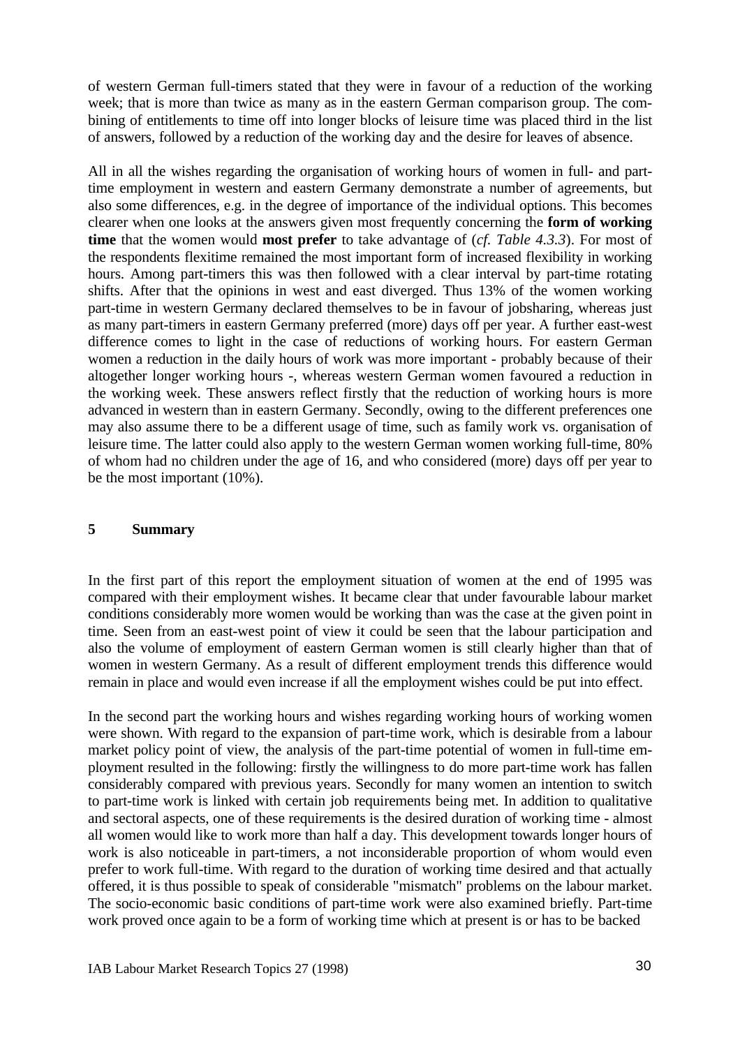of western German full-timers stated that they were in favour of a reduction of the working week; that is more than twice as many as in the eastern German comparison group. The combining of entitlements to time off into longer blocks of leisure time was placed third in the list of answers, followed by a reduction of the working day and the desire for leaves of absence.

All in all the wishes regarding the organisation of working hours of women in full- and part-time employment in western and eastern Germany demonstrate a number of agreements, but also some differences, e.g. in the degree of importance of the individual options. This becomes clearer when one looks at the answers given most frequently concerning the **form of working time** that the women would **most prefer** to take advantage of (*cf. Table 4.3.3*). For most of the respondents flexitime remained the most important form of increased flexibility in working hours. Among part-timers this was then followed with a clear interval by part-time rotating shifts. After that the opinions in west and east diverged. Thus 13% of the women working part-time in western Germany declared themselves to be in favour of jobsharing, whereas just as many part-timers in eastern Germany preferred (more) days off per year. A further east-west difference comes to light in the case of reductions of working hours. For eastern German women a reduction in the daily hours of work was more important - probably because of their altogether longer working hours -, whereas western German women favoured a reduction in the working week. These answers reflect firstly that the reduction of working hours is more advanced in western than in eastern Germany. Secondly, owing to the different preferences one may also assume there to be a different usage of time, such as family work vs. organisation of leisure time. The latter could also apply to the western German women working full-time, 80% of whom had no children under the age of 16, and who considered (more) days off per year to be the most important (10%).

## 5 Summary

In the first part of this report the employment situation of women at the end of 1995 was compared with their employment wishes. It became clear that under favourable labour market conditions considerably more women would be working than was the case at the given point in time. Seen from an east-west point of view it could be seen that the labour participation and also the volume of employment of eastern German women is still clearly higher than that of women in western Germany. As a result of different employment trends this difference would remain in place and would even increase if all the employment wishes could be put into effect.

In the second part the working hours and wishes regarding working hours of working women were shown. With regard to the expansion of part-time work, which is desirable from a labour market policy point of view, the analysis of the part-time potential of women in full-time employment resulted in the following: firstly the willingness to do more part-time work has fallen considerably compared with previous years. Secondly for many women an intention to switch to part-time work is linked with certain job requirements being met. In addition to qualitative and sectoral aspects, one of these requirements is the desired duration of working time - almost all women would like to work more than half a day. This development towards longer hours of work is also noticeable in part-timers, a not inconsiderable proportion of whom would even prefer to work full-time. With regard to the duration of working time desired and that actually offered, it is thus possible to speak of considerable "mismatch" problems on the labour market. The socio-economic basic conditions of part-time work were also examined briefly. Part-time work proved once again to be a form of working time which at present is or has to be backed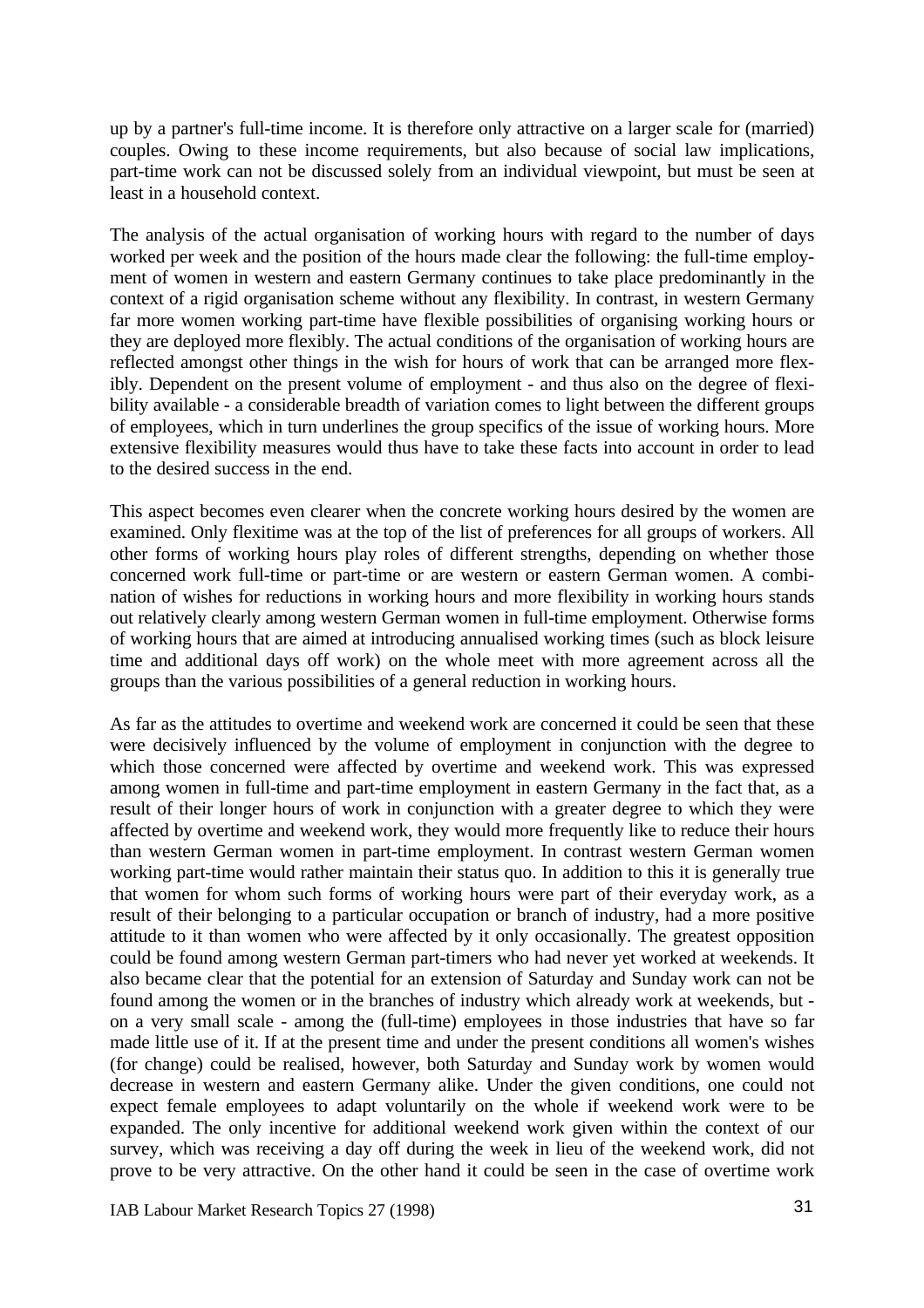up by a partner's full-time income. It is therefore only attractive on a larger scale for (married) couples. Owing to these income requirements, but also because of social law implications, part-time work can not be discussed solely from an individual viewpoint, but must be seen at least in a household context.

The analysis of the actual organisation of working hours with regard to the number of days worked per week and the position of the hours made clear the following: the full-time employment of women in western and eastern Germany continues to take place predominantly in the context of a rigid organisation scheme without any flexibility. In contrast, in western Germany far more women working part-time have flexible possibilities of organising working hours or they are deployed more flexibly. The actual conditions of the organisation of working hours are reflected amongst other things in the wish for hours of work that can be arranged more flexibly. Dependent on the present volume of employment - and thus also on the degree of flexibility available - a considerable breadth of variation comes to light between the different groups of employees, which in turn underlines the group specifics of the issue of working hours. More extensive flexibility measures would thus have to take these facts into account in order to lead to the desired success in the end.

This aspect becomes even clearer when the concrete working hours desired by the women are examined. Only flexitime was at the top of the list of preferences for all groups of workers. All other forms of working hours play roles of different strengths, depending on whether those concerned work full-time or part-time or are western or eastern German women. A combination of wishes for reductions in working hours and more flexibility in working hours stands out relatively clearly among western German women in full-time employment. Otherwise forms of working hours that are aimed at introducing annualised working times (such as block leisure time and additional days off work) on the whole meet with more agreement across all the groups than the various possibilities of a general reduction in working hours.

As far as the attitudes to overtime and weekend work are concerned it could be seen that these were decisively influenced by the volume of employment in conjunction with the degree to which those concerned were affected by overtime and weekend work. This was expressed among women in full-time and part-time employment in eastern Germany in the fact that, as a result of their longer hours of work in conjunction with a greater degree to which they were affected by overtime and weekend work, they would more frequently like to reduce their hours than western German women in part-time employment. In contrast western German women working part-time would rather maintain their status quo. In addition to this it is generally true that women for whom such forms of working hours were part of their everyday work, as a result of their belonging to a particular occupation or branch of industry, had a more positive attitude to it than women who were affected by it only occasionally. The greatest opposition could be found among western German part-timers who had never yet worked at weekends. It also became clear that the potential for an extension of Saturday and Sunday work can not be found among the women or in the branches of industry which already work at weekends, but - on a very small scale - among the (full-time) employees in those industries that have so far made little use of it. If at the present time and under the present conditions all women's wishes (for change) could be realised, however, both Saturday and Sunday work by women would decrease in western and eastern Germany alike. Under the given conditions, one could not expect female employees to adapt voluntarily on the whole if weekend work were to be expanded. The only incentive for additional weekend work given within the context of our survey, which was receiving a day off during the week in lieu of the weekend work, did not prove to be very attractive. On the other hand it could be seen in the case of overtime work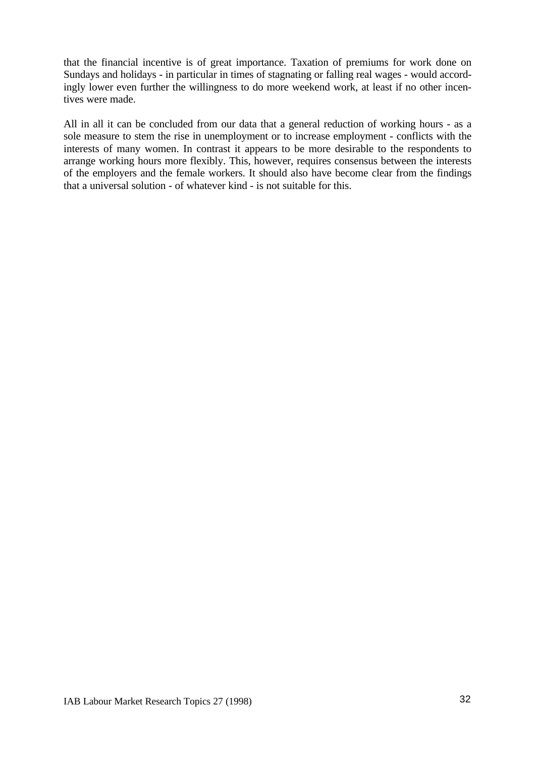that the financial incentive is of great importance. Taxation of premiums for work done on Sundays and holidays - in particular in times of stagnating or falling real wages - would accordingly lower even further the willingness to do more weekend work, at least if no other incentives were made.

All in all it can be concluded from our data that a general reduction of working hours - as a sole measure to stem the rise in unemployment or to increase employment - conflicts with the interests of many women. In contrast it appears to be more desirable to the respondents to arrange working hours more flexibly. This, however, requires consensus between the interests of the employers and the female workers. It should also have become clear from the findings that a universal solution - of whatever kind - is not suitable for this.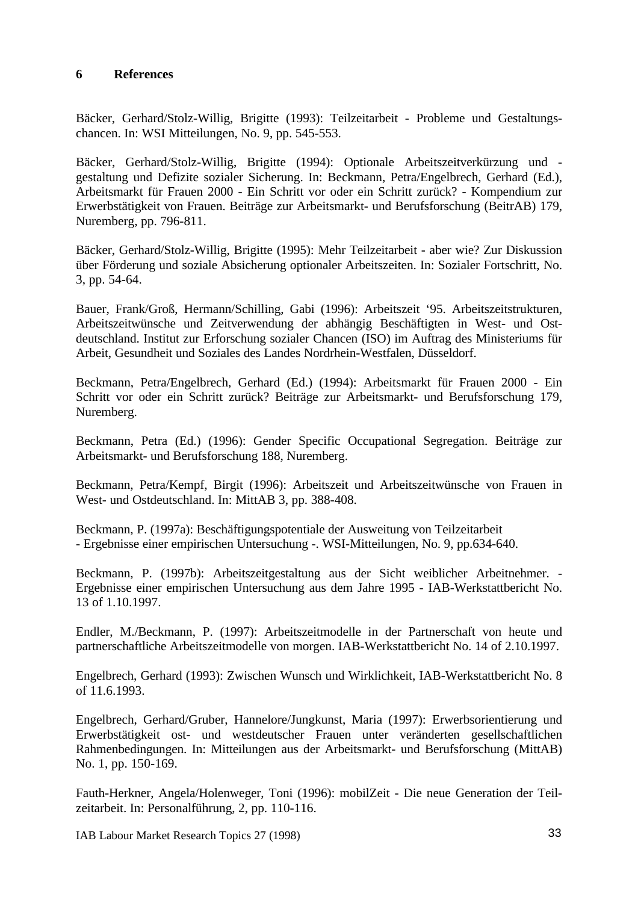## 6 References

Bäcker, Gerhard/Stolz-Willig, Brigitte (1993): Teilzeitarbeit - Probleme und Gestaltungschancen. In: WSI Mitteilungen, No. 9, pp. 545-553.

Bäcker, Gerhard/Stolz-Willig, Brigitte (1994): Optionale Arbeitszeitverkürzung und -gestaltung und Defizite sozialer Sicherung. In: Beckmann, Petra/Engelbrech, Gerhard (Ed.), Arbeitsmarkt für Frauen 2000 - Ein Schritt vor oder ein Schritt zurück? - Kompendium zur Erwerbstätigkeit von Frauen. Beiträge zur Arbeitsmarkt- und Berufsforschung (BeitrAB) 179, Nuremberg, pp. 796-811.

Bäcker, Gerhard/Stolz-Willig, Brigitte (1995): Mehr Teilzeitarbeit - aber wie? Zur Diskussion über Förderung und soziale Absicherung optionaler Arbeitszeiten. In: Sozialer Fortschritt, No. 3, pp. 54-64.

Bauer, Frank/Groß, Hermann/Schilling, Gabi (1996): Arbeitszeit '95. Arbeitszeitstrukturen, Arbeitszeitwünsche und Zeitverwendung der abhängig Beschäftigten in West- und Ostdeutschland. Institut zur Erforschung sozialer Chancen (ISO) im Auftrag des Ministeriums für Arbeit, Gesundheit und Soziales des Landes Nordrhein-Westfalen, Düsseldorf.

Beckmann, Petra/Engelbrech, Gerhard (Ed.) (1994): Arbeitsmarkt für Frauen 2000 - Ein Schritt vor oder ein Schritt zurück? Beiträge zur Arbeitsmarkt- und Berufsforschung 179, Nuremberg.

Beckmann, Petra (Ed.) (1996): Gender Specific Occupational Segregation. Beiträge zur Arbeitsmarkt- und Berufsforschung 188, Nuremberg.

Beckmann, Petra/Kempf, Birgit (1996): Arbeitszeit und Arbeitszeitwünsche von Frauen in West- und Ostdeutschland. In: MittAB 3, pp. 388-408.

Beckmann, P. (1997a): Beschäftigungspotentiale der Ausweitung von Teilzeitarbeit - Ergebnisse einer empirischen Untersuchung -. WSI-Mitteilungen, No. 9, pp.634-640.

Beckmann, P. (1997b): Arbeitszeitgestaltung aus der Sicht weiblicher Arbeitnehmer. - Ergebnisse einer empirischen Untersuchung aus dem Jahre 1995 - IAB-Werkstattbericht No. 13 of 1.10.1997.

Endler, M./Beckmann, P. (1997): Arbeitszeitmodelle in der Partnerschaft von heute und partnerschaftliche Arbeitszeitmodelle von morgen. IAB-Werkstattbericht No. 14 of 2.10.1997.

Engelbrech, Gerhard (1993): Zwischen Wunsch und Wirklichkeit, IAB-Werkstattbericht No. 8 of 11.6.1993.

Engelbrech, Gerhard/Gruber, Hannelore/Jungkunst, Maria (1997): Erwerbsorientierung und Erwerbstätigkeit ost- und westdeutscher Frauen unter veränderten gesellschaftlichen Rahmenbedingungen. In: Mitteilungen aus der Arbeitsmarkt- und Berufsforschung (MittAB) No. 1, pp. 150-169.

Fauth-Herkner, Angela/Holenweger, Toni (1996): mobilZeit - Die neue Generation der Teilzeitarbeit. In: Personalführung, 2, pp. 110-116.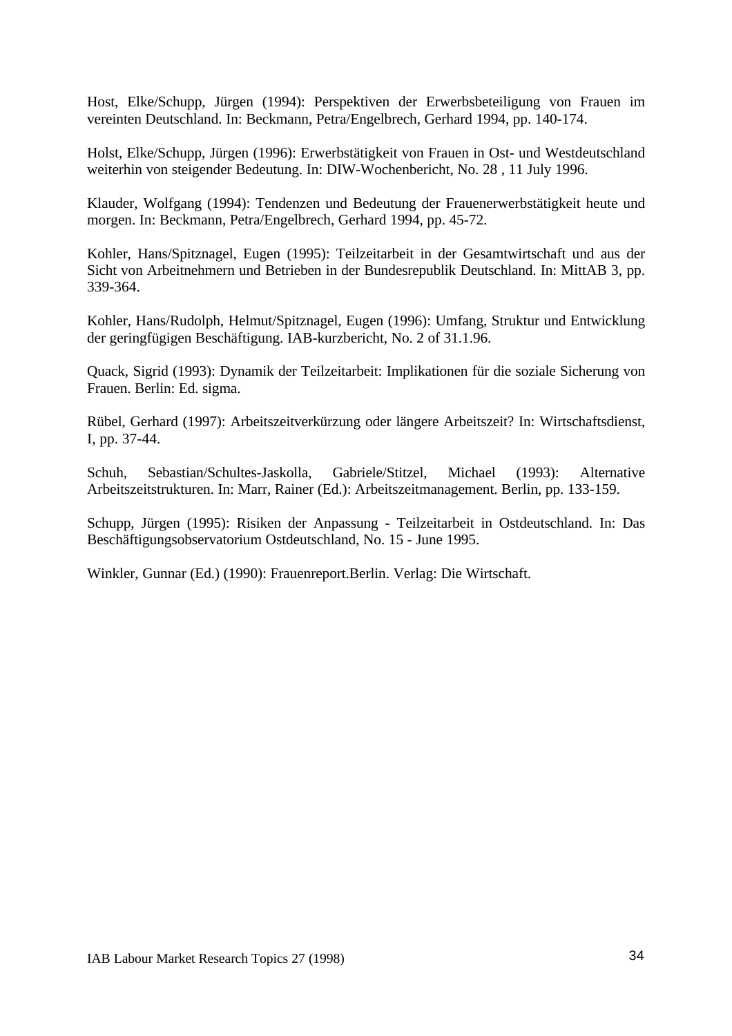Host, Elke/Schupp, Jürgen (1994): Perspektiven der Erwerbsbeteiligung von Frauen im vereinten Deutschland. In: Beckmann, Petra/Engelbrech, Gerhard 1994, pp. 140-174.

Holst, Elke/Schupp, Jürgen (1996): Erwerbstätigkeit von Frauen in Ost- und Westdeutschland weiterhin von steigender Bedeutung. In: DIW-Wochenbericht, No. 28 , 11 July 1996.

Klauder, Wolfgang (1994): Tendenzen und Bedeutung der Frauenerwerbstätigkeit heute und morgen. In: Beckmann, Petra/Engelbrech, Gerhard 1994, pp. 45-72.

Kohler, Hans/Spitznagel, Eugen (1995): Teilzeitarbeit in der Gesamtwirtschaft und aus der Sicht von Arbeitnehmern und Betrieben in der Bundesrepublik Deutschland. In: MittAB 3, pp. 339-364.

Kohler, Hans/Rudolph, Helmut/Spitznagel, Eugen (1996): Umfang, Struktur und Entwicklung der geringfügigen Beschäftigung. IAB-kurzbericht, No. 2 of 31.1.96.

Quack, Sigrid (1993): Dynamik der Teilzeitarbeit: Implikationen für die soziale Sicherung von Frauen. Berlin: Ed. sigma.

Rübel, Gerhard (1997): Arbeitszeitverkürzung oder längere Arbeitszeit? In: Wirtschaftsdienst, I, pp. 37-44.

Schuh, Sebastian/Schultes-Jaskolla, Gabriele/Stitzel, Michael (1993): Alternative Arbeitszeitstrukturen. In: Marr, Rainer (Ed.): Arbeitszeitmanagement. Berlin, pp. 133-159.

Schupp, Jürgen (1995): Risiken der Anpassung - Teilzeitarbeit in Ostdeutschland. In: Das Beschäftigungsobservatorium Ostdeutschland, No. 15 - June 1995.

Winkler, Gunnar (Ed.) (1990): Frauenreport.Berlin. Verlag: Die Wirtschaft.